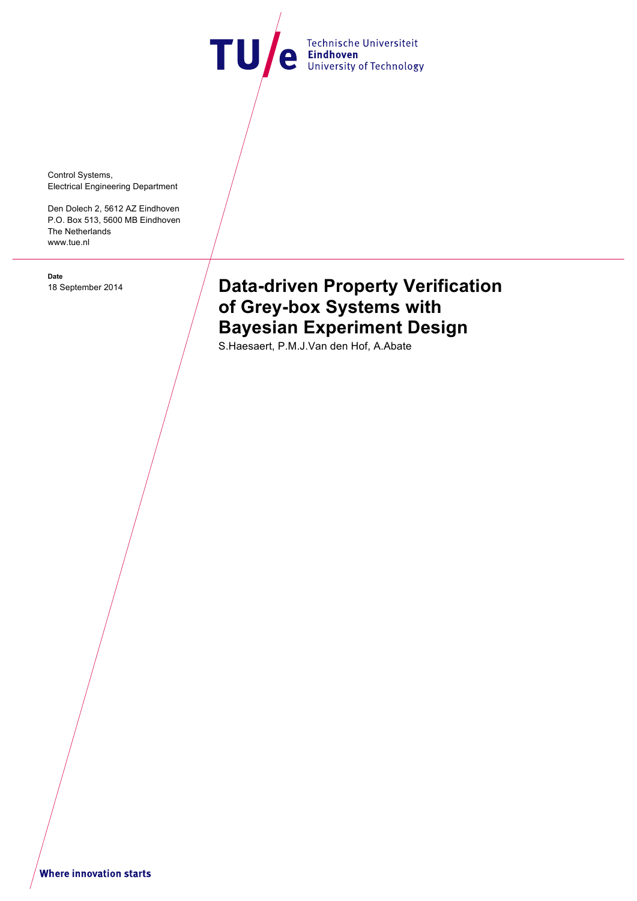Technische Universiteit
**Eindhoven**
University of Technology

Control Systems,
Electrical Engineering Department

Den Dolech 2, 5612 AZ Eindhoven
P.O. Box 513, 5600 MB Eindhoven
The Netherlands
www.tue.nl

**Date**
18 September 2014

# Data-driven Property Verification of Grey-box Systems with Bayesian Experiment Design

S.Haesaert, P.M.J.Van den Hof, A.Abate

**Where innovation starts**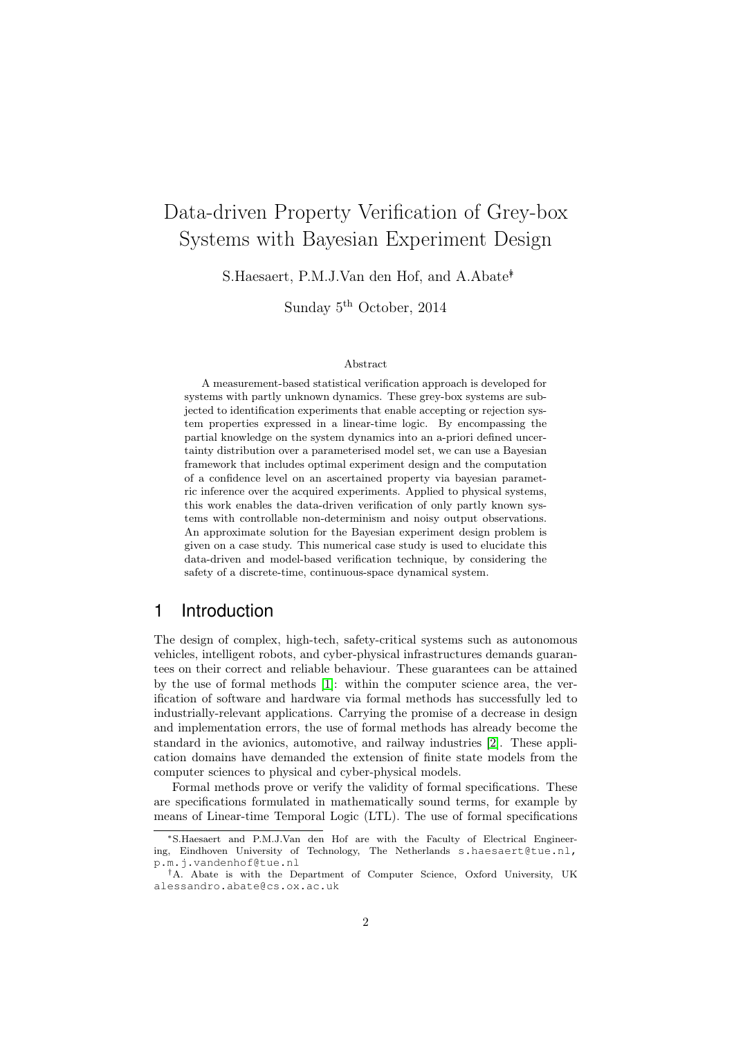# Data-driven Property Verification of Grey-box Systems with Bayesian Experiment Design

S.Haesaert, P.M.J.Van den Hof, and A.Abate[*]

Sunday 5[th] October, 2014

### Abstract

A measurement-based statistical verification approach is developed for systems with partly unknown dynamics. These grey-box systems are subjected to identification experiments that enable accepting or rejection system properties expressed in a linear-time logic. By encompassing the partial knowledge on the system dynamics into an a-priori defined uncertainty distribution over a parameterised model set, we can use a Bayesian framework that includes optimal experiment design and the computation of a confidence level on an ascertained property via bayesian parametric inference over the acquired experiments. Applied to physical systems, this work enables the data-driven verification of only partly known systems with controllable non-determinism and noisy output observations. An approximate solution for the Bayesian experiment design problem is given on a case study. This numerical case study is used to elucidate this data-driven and model-based verification technique, by considering the safety of a discrete-time, continuous-space dynamical system.

## 1 Introduction

The design of complex, high-tech, safety-critical systems such as autonomous vehicles, intelligent robots, and cyber-physical infrastructures demands guarantees on their correct and reliable behaviour. These guarantees can be attained by the use of formal methods [1]: within the computer science area, the verification of software and hardware via formal methods has successfully led to industrially-relevant applications. Carrying the promise of a decrease in design and implementation errors, the use of formal methods has already become the standard in the avionics, automotive, and railway industries [2]. These application domains have demanded the extension of finite state models from the computer sciences to physical and cyber-physical models.

Formal methods prove or verify the validity of formal specifications. These are specifications formulated in mathematically sound terms, for example by means of Linear-time Temporal Logic (LTL). The use of formal specifications

---

[*]S.Haesaert and P.M.J.Van den Hof are with the Faculty of Electrical Engineering, Eindhoven University of Technology, The Netherlands s.haesaert@tue.nl, p.m.j.vandenhof@tue.nl

[†]A. Abate is with the Department of Computer Science, Oxford University, UK alessandro.abate@cs.ox.ac.uk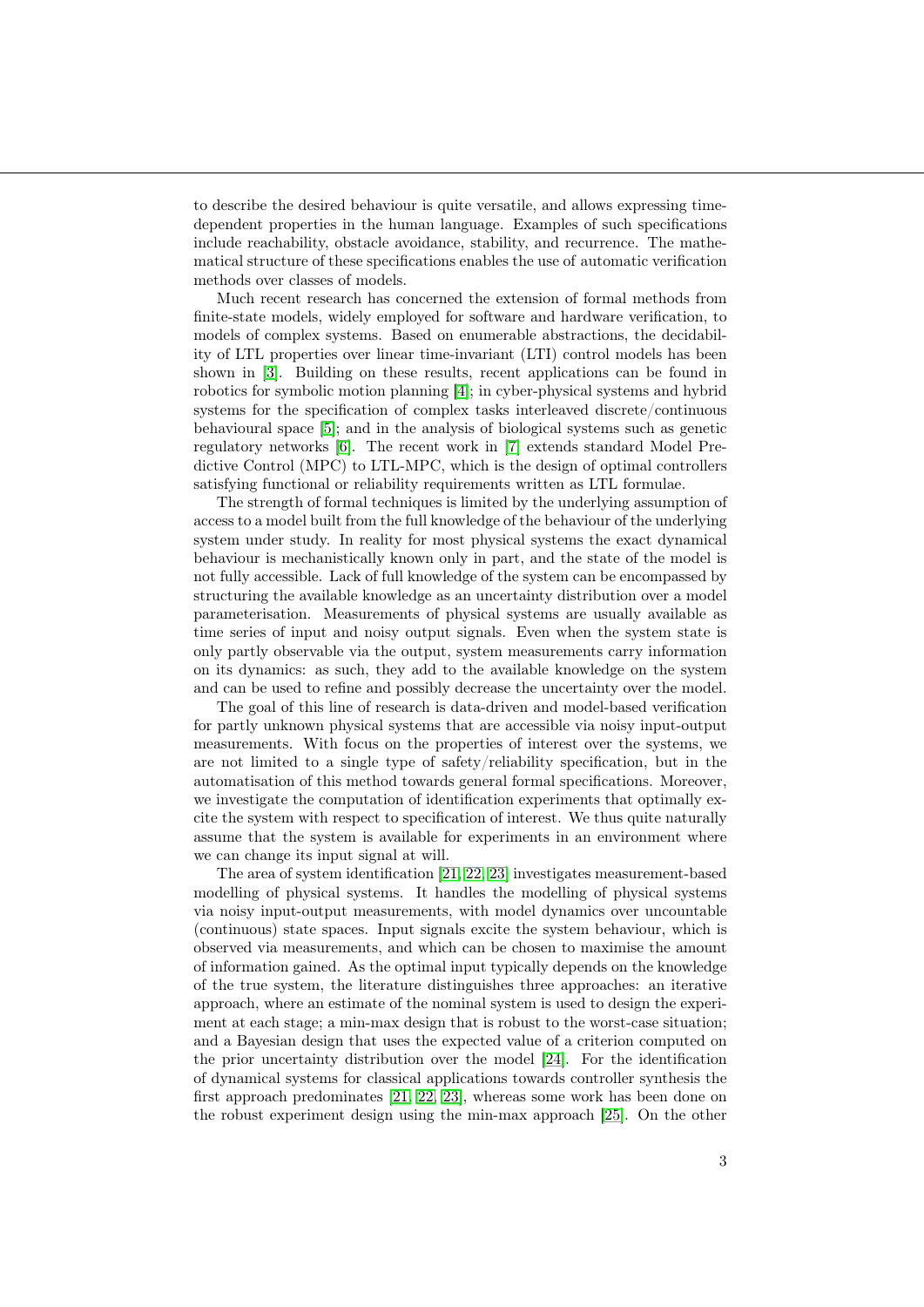to describe the desired behaviour is quite versatile, and allows expressing time-dependent properties in the human language. Examples of such specifications include reachability, obstacle avoidance, stability, and recurrence. The mathematical structure of these specifications enables the use of automatic verification methods over classes of models.

Much recent research has concerned the extension of formal methods from finite-state models, widely employed for software and hardware verification, to models of complex systems. Based on enumerable abstractions, the decidability of LTL properties over linear time-invariant (LTI) control models has been shown in [3]. Building on these results, recent applications can be found in robotics for symbolic motion planning [4]; in cyber-physical systems and hybrid systems for the specification of complex tasks interleaved discrete/continuous behavioural space [5]; and in the analysis of biological systems such as genetic regulatory networks [6]. The recent work in [7] extends standard Model Predictive Control (MPC) to LTL-MPC, which is the design of optimal controllers satisfying functional or reliability requirements written as LTL formulae.

The strength of formal techniques is limited by the underlying assumption of access to a model built from the full knowledge of the behaviour of the underlying system under study. In reality for most physical systems the exact dynamical behaviour is mechanistically known only in part, and the state of the model is not fully accessible. Lack of full knowledge of the system can be encompassed by structuring the available knowledge as an uncertainty distribution over a model parameterisation. Measurements of physical systems are usually available as time series of input and noisy output signals. Even when the system state is only partly observable via the output, system measurements carry information on its dynamics: as such, they add to the available knowledge on the system and can be used to refine and possibly decrease the uncertainty over the model.

The goal of this line of research is data-driven and model-based verification for partly unknown physical systems that are accessible via noisy input-output measurements. With focus on the properties of interest over the systems, we are not limited to a single type of safety/reliability specification, but in the automatisation of this method towards general formal specifications. Moreover, we investigate the computation of identification experiments that optimally excite the system with respect to specification of interest. We thus quite naturally assume that the system is available for experiments in an environment where we can change its input signal at will.

The area of system identification [21, 22, 23] investigates measurement-based modelling of physical systems. It handles the modelling of physical systems via noisy input-output measurements, with model dynamics over uncountable (continuous) state spaces. Input signals excite the system behaviour, which is observed via measurements, and which can be chosen to maximise the amount of information gained. As the optimal input typically depends on the knowledge of the true system, the literature distinguishes three approaches: an iterative approach, where an estimate of the nominal system is used to design the experiment at each stage; a min-max design that is robust to the worst-case situation; and a Bayesian design that uses the expected value of a criterion computed on the prior uncertainty distribution over the model [24]. For the identification of dynamical systems for classical applications towards controller synthesis the first approach predominates [21, 22, 23], whereas some work has been done on the robust experiment design using the min-max approach [25]. On the other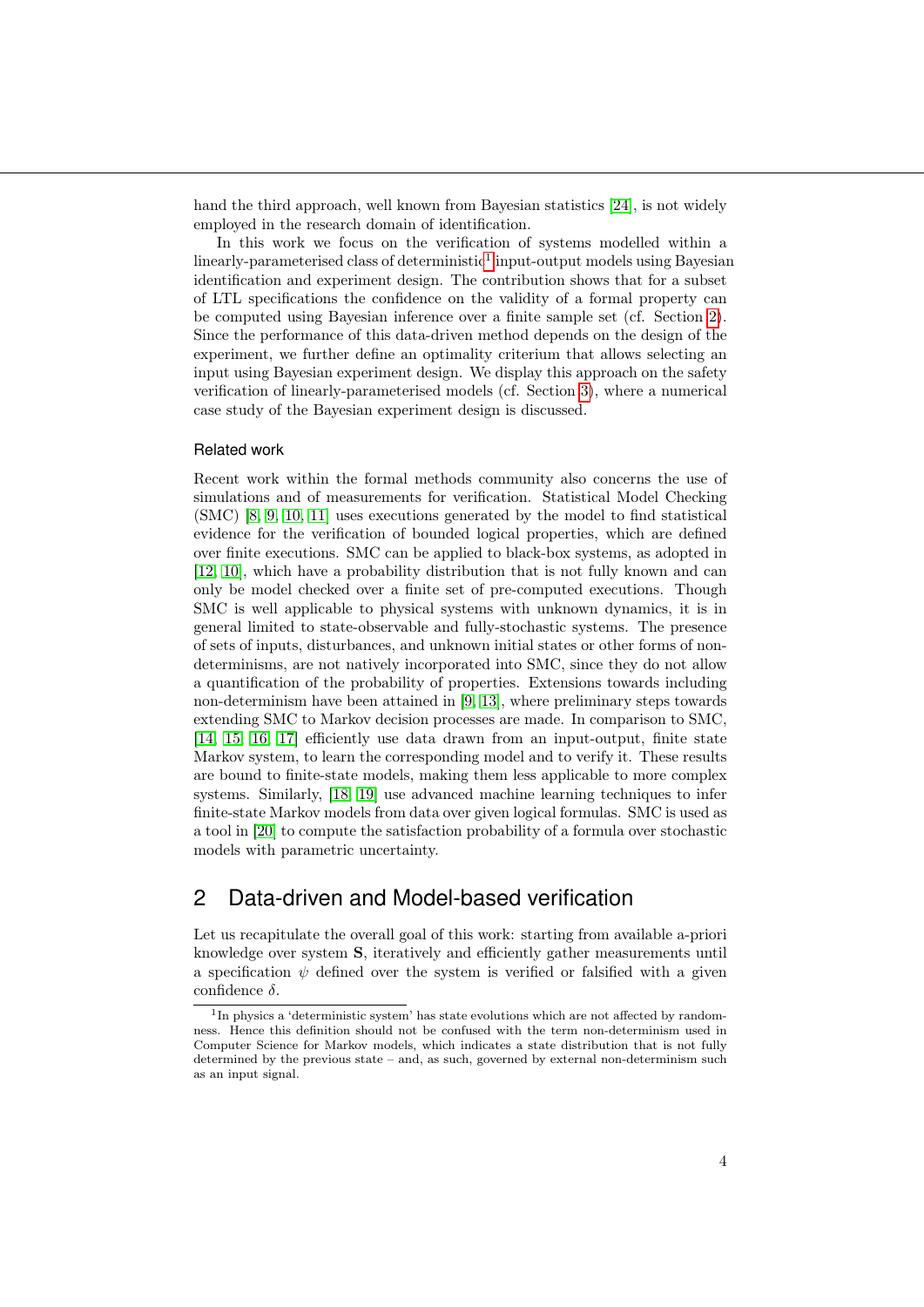hand the third approach, well known from Bayesian statistics [24], is not widely employed in the research domain of identification.

In this work we focus on the verification of systems modelled within a linearly-parameterised class of deterministic[1] input-output models using Bayesian identification and experiment design. The contribution shows that for a subset of LTL specifications the confidence on the validity of a formal property can be computed using Bayesian inference over a finite sample set (cf. Section 2). Since the performance of this data-driven method depends on the design of the experiment, we further define an optimality criterium that allows selecting an input using Bayesian experiment design. We display this approach on the safety verification of linearly-parameterised models (cf. Section 3), where a numerical case study of the Bayesian experiment design is discussed.

#### Related work

Recent work within the formal methods community also concerns the use of simulations and of measurements for verification. Statistical Model Checking (SMC) [8, 9, 10, 11] uses executions generated by the model to find statistical evidence for the verification of bounded logical properties, which are defined over finite executions. SMC can be applied to black-box systems, as adopted in [12, 10], which have a probability distribution that is not fully known and can only be model checked over a finite set of pre-computed executions. Though SMC is well applicable to physical systems with unknown dynamics, it is in general limited to state-observable and fully-stochastic systems. The presence of sets of inputs, disturbances, and unknown initial states or other forms of non-determinisms, are not natively incorporated into SMC, since they do not allow a quantification of the probability of properties. Extensions towards including non-determinism have been attained in [9, 13], where preliminary steps towards extending SMC to Markov decision processes are made. In comparison to SMC, [14, 15, 16, 17] efficiently use data drawn from an input-output, finite state Markov system, to learn the corresponding model and to verify it. These results are bound to finite-state models, making them less applicable to more complex systems. Similarly, [18, 19] use advanced machine learning techniques to infer finite-state Markov models from data over given logical formulas. SMC is used as a tool in [20] to compute the satisfaction probability of a formula over stochastic models with parametric uncertainty.

## 2 Data-driven and Model-based verification

Let us recapitulate the overall goal of this work: starting from available a-priori knowledge over system **S**, iteratively and efficiently gather measurements until a specification $\psi$ defined over the system is verified or falsified with a given confidence $\delta$.

[1] In physics a 'deterministic system' has state evolutions which are not affected by randomness. Hence this definition should not be confused with the term non-determinism used in Computer Science for Markov models, which indicates a state distribution that is not fully determined by the previous state – and, as such, governed by external non-determinism such as an input signal.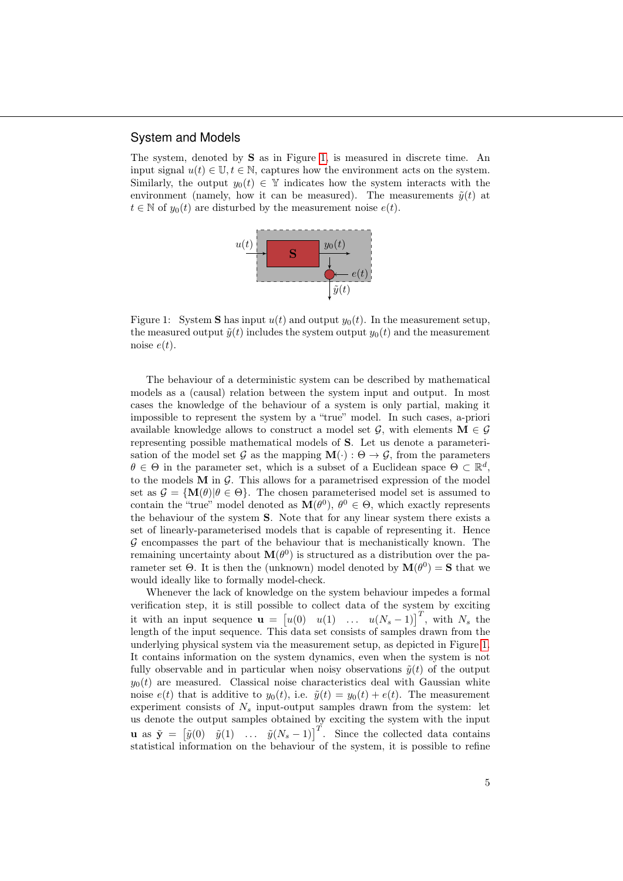## System and Models

The system, denoted by $\mathbf{S}$ as in Figure 1, is measured in discrete time. An input signal $u(t) \in \mathbb{U}, t \in \mathbb{N}$, captures how the environment acts on the system. Similarly, the output $y_0(t) \in \mathbb{Y}$ indicates how the system interacts with the environment (namely, how it can be measured). The measurements $\tilde{y}(t)$ at $t \in \mathbb{N}$ of $y_0(t)$ are disturbed by the measurement noise $e(t)$.

Figure 1: System $\mathbf{S}$ has input $u(t)$ and output $y_0(t)$. In the measurement setup, the measured output $\tilde{y}(t)$ includes the system output $y_0(t)$ and the measurement noise $e(t)$.

The behaviour of a deterministic system can be described by mathematical models as a (causal) relation between the system input and output. In most cases the knowledge of the behaviour of a system is only partial, making it impossible to represent the system by a "true" model. In such cases, a-priori available knowledge allows to construct a model set $\mathcal{G}$, with elements $\mathbf{M} \in \mathcal{G}$ representing possible mathematical models of $\mathbf{S}$. Let us denote a parameterisation of the model set $\mathcal{G}$ as the mapping $\mathbf{M}(\cdot) : \Theta \to \mathcal{G}$, from the parameters $\theta \in \Theta$ in the parameter set, which is a subset of a Euclidean space $\Theta \subset \mathbb{R}^d$, to the models $\mathbf{M}$ in $\mathcal{G}$. This allows for a parametrised expression of the model set as $\mathcal{G} = \{\mathbf{M}(\theta) | \theta \in \Theta\}$. The chosen parameterised model set is assumed to contain the "true" model denoted as $\mathbf{M}(\theta^0)$, $\theta^0 \in \Theta$, which exactly represents the behaviour of the system $\mathbf{S}$. Note that for any linear system there exists a set of linearly-parameterised models that is capable of representing it. Hence $\mathcal{G}$ encompasses the part of the behaviour that is mechanistically known. The remaining uncertainty about $\mathbf{M}(\theta^0)$ is structured as a distribution over the parameter set $\Theta$. It is then the (unknown) model denoted by $\mathbf{M}(\theta^0) = \mathbf{S}$ that we would ideally like to formally model-check.

Whenever the lack of knowledge on the system behaviour impedes a formal verification step, it is still possible to collect data of the system by exciting it with an input sequence $\mathbf{u} = \begin{bmatrix} u(0) & u(1) & \ldots & u(N_s - 1) \end{bmatrix}^T$, with $N_s$ the length of the input sequence. This data set consists of samples drawn from the underlying physical system via the measurement setup, as depicted in Figure 1. It contains information on the system dynamics, even when the system is not fully observable and in particular when noisy observations $\tilde{y}(t)$ of the output $y_0(t)$ are measured. Classical noise characteristics deal with Gaussian white noise $e(t)$ that is additive to $y_0(t)$, i.e. $\tilde{y}(t) = y_0(t) + e(t)$. The measurement experiment consists of $N_s$ input-output samples drawn from the system: let us denote the output samples obtained by exciting the system with the input $\mathbf{u}$ as $\tilde{\mathbf{y}} = \begin{bmatrix} \tilde{y}(0) & \tilde{y}(1) & \ldots & \tilde{y}(N_s - 1) \end{bmatrix}^T$. Since the collected data contains statistical information on the behaviour of the system, it is possible to refine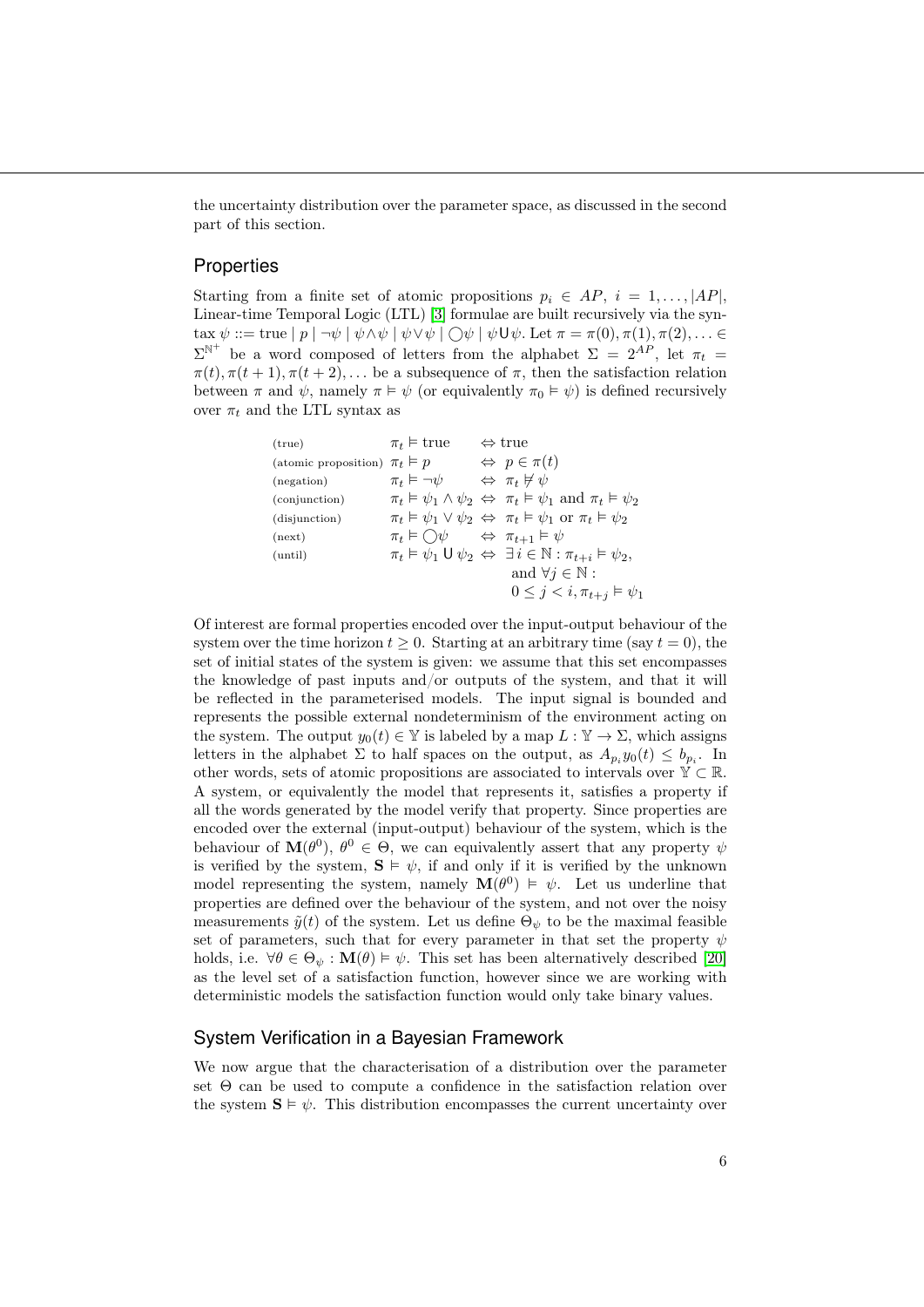the uncertainty distribution over the parameter space, as discussed in the second part of this section.

## Properties

Starting from a finite set of atomic propositions $p_i \in AP$, $i = 1, \ldots, |AP|$, Linear-time Temporal Logic (LTL) [3] formulae are built recursively via the syntax $\psi ::= \text{true} \mid p \mid \neg\psi \mid \psi \wedge \psi \mid \psi \vee \psi \mid \bigcirc\psi \mid \psi \mathsf{U} \psi$. Let $\pi = \pi(0), \pi(1), \pi(2), \ldots \in \Sigma^{\mathbb{N}^+}$ be a word composed of letters from the alphabet $\Sigma = 2^{AP}$, let $\pi_t = \pi(t), \pi(t+1), \pi(t+2), \ldots$ be a subsequence of $\pi$, then the satisfaction relation between $\pi$ and $\psi$, namely $\pi \vDash \psi$ (or equivalently $\pi_0 \vDash \psi$) is defined recursively over $\pi_t$ and the LTL syntax as

$$
\begin{array}{lll}
\text{(true)} & \pi_t \vDash \text{true} & \Leftrightarrow \text{true} \\
\text{(atomic proposition)} & \pi_t \vDash p & \Leftrightarrow p \in \pi(t) \\
\text{(negation)} & \pi_t \vDash \neg\psi & \Leftrightarrow \pi_t \nvDash \psi \\
\text{(conjunction)} & \pi_t \vDash \psi_1 \wedge \psi_2 & \Leftrightarrow \pi_t \vDash \psi_1 \text{ and } \pi_t \vDash \psi_2 \\
\text{(disjunction)} & \pi_t \vDash \psi_1 \vee \psi_2 & \Leftrightarrow \pi_t \vDash \psi_1 \text{ or } \pi_t \vDash \psi_2 \\
\text{(next)} & \pi_t \vDash \bigcirc\psi & \Leftrightarrow \pi_{t+1} \vDash \psi \\
\text{(until)} & \pi_t \vDash \psi_1 \mathsf{U} \psi_2 & \Leftrightarrow \exists i \in \mathbb{N} : \pi_{t+i} \vDash \psi_2, \\
& & \quad \text{and } \forall j \in \mathbb{N} : \\
& & \quad 0 \leq j < i, \pi_{t+j} \vDash \psi_1
\end{array}
$$

Of interest are formal properties encoded over the input-output behaviour of the system over the time horizon $t \geq 0$. Starting at an arbitrary time (say $t = 0$), the set of initial states of the system is given: we assume that this set encompasses the knowledge of past inputs and/or outputs of the system, and that it will be reflected in the parameterised models. The input signal is bounded and represents the possible external nondeterminism of the environment acting on the system. The output $y_0(t) \in \mathbb{Y}$ is labeled by a map $L : \mathbb{Y} \to \Sigma$, which assigns letters in the alphabet $\Sigma$ to half spaces on the output, as $A_{p_i} y_0(t) \leq b_{p_i}$. In other words, sets of atomic propositions are associated to intervals over $\mathbb{Y} \subset \mathbb{R}$. A system, or equivalently the model that represents it, satisfies a property if all the words generated by the model verify that property. Since properties are encoded over the external (input-output) behaviour of the system, which is the behaviour of $\mathbf{M}(\theta^0)$, $\theta^0 \in \Theta$, we can equivalently assert that any property $\psi$ is verified by the system, $\mathbf{S} \vDash \psi$, if and only if it is verified by the unknown model representing the system, namely $\mathbf{M}(\theta^0) \vDash \psi$. Let us underline that properties are defined over the behaviour of the system, and not over the noisy measurements $\tilde{y}(t)$ of the system. Let us define $\Theta_\psi$ to be the maximal feasible set of parameters, such that for every parameter in that set the property $\psi$ holds, i.e. $\forall \theta \in \Theta_\psi : \mathbf{M}(\theta) \vDash \psi$. This set has been alternatively described [20] as the level set of a satisfaction function, however since we are working with deterministic models the satisfaction function would only take binary values.

## System Verification in a Bayesian Framework

We now argue that the characterisation of a distribution over the parameter set $\Theta$ can be used to compute a confidence in the satisfaction relation over the system $\mathbf{S} \vDash \psi$. This distribution encompasses the current uncertainty over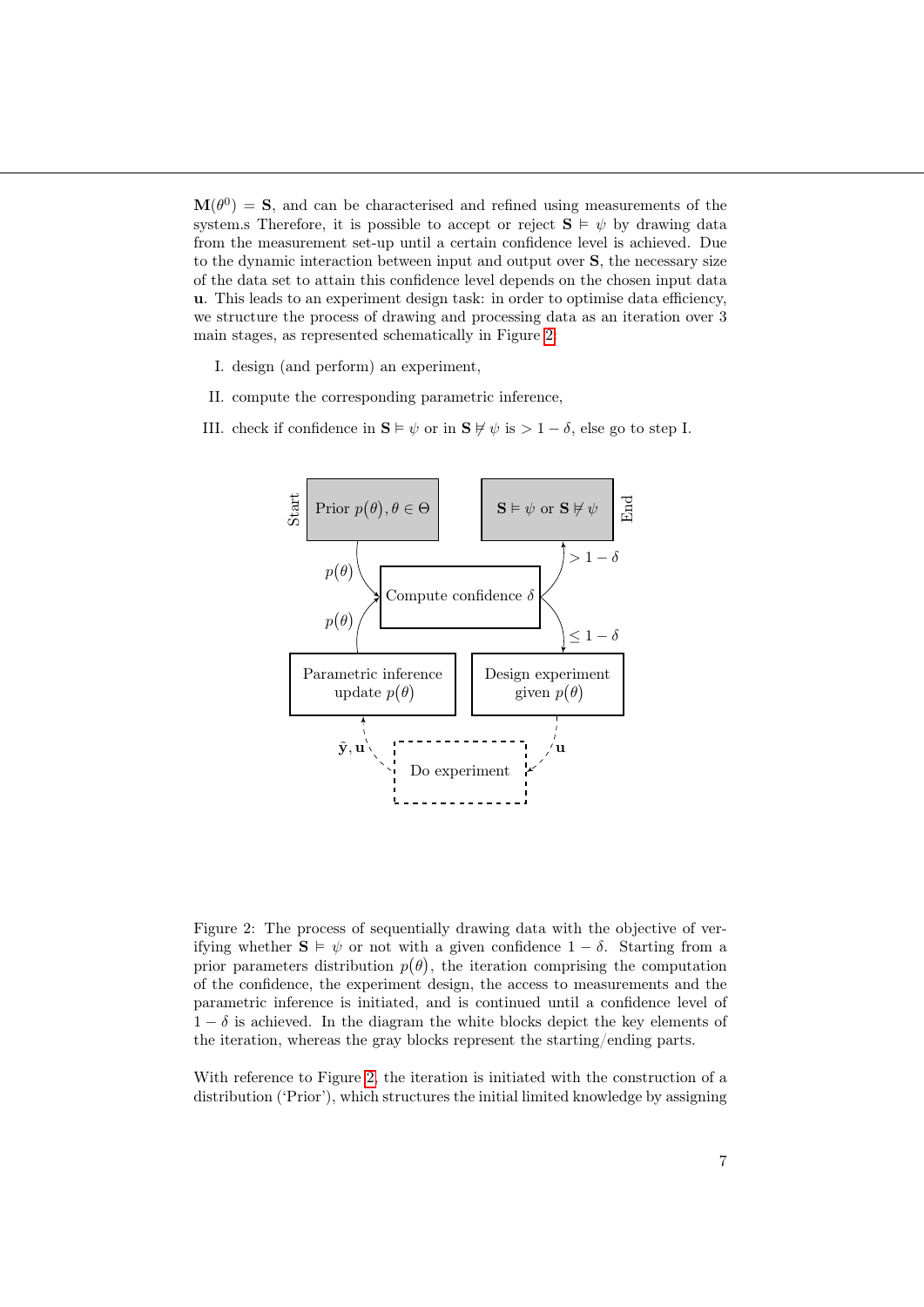$\mathbf{M}(\theta^0) = \mathbf{S}$, and can be characterised and refined using measurements of the system.s Therefore, it is possible to accept or reject $\mathbf{S} \vDash \psi$ by drawing data from the measurement set-up until a certain confidence level is achieved. Due to the dynamic interaction between input and output over $\mathbf{S}$, the necessary size of the data set to attain this confidence level depends on the chosen input data $\mathbf{u}$. This leads to an experiment design task: in order to optimise data efficiency, we structure the process of drawing and processing data as an iteration over 3 main stages, as represented schematically in Figure 2:

I. design (and perform) an experiment,

II. compute the corresponding parametric inference,

III. check if confidence in $\mathbf{S} \vDash \psi$ or in $\mathbf{S} \nvDash \psi$ is $> 1 - \delta$, else go to step I.

Figure 2: The process of sequentially drawing data with the objective of verifying whether $\mathbf{S} \vDash \psi$ or not with a given confidence $1 - \delta$. Starting from a prior parameters distribution $p(\theta)$, the iteration comprising the computation of the confidence, the experiment design, the access to measurements and the parametric inference is initiated, and is continued until a confidence level of $1 - \delta$ is achieved. In the diagram the white blocks depict the key elements of the iteration, whereas the gray blocks represent the starting/ending parts.

With reference to Figure 2, the iteration is initiated with the construction of a distribution ('Prior'), which structures the initial limited knowledge by assigning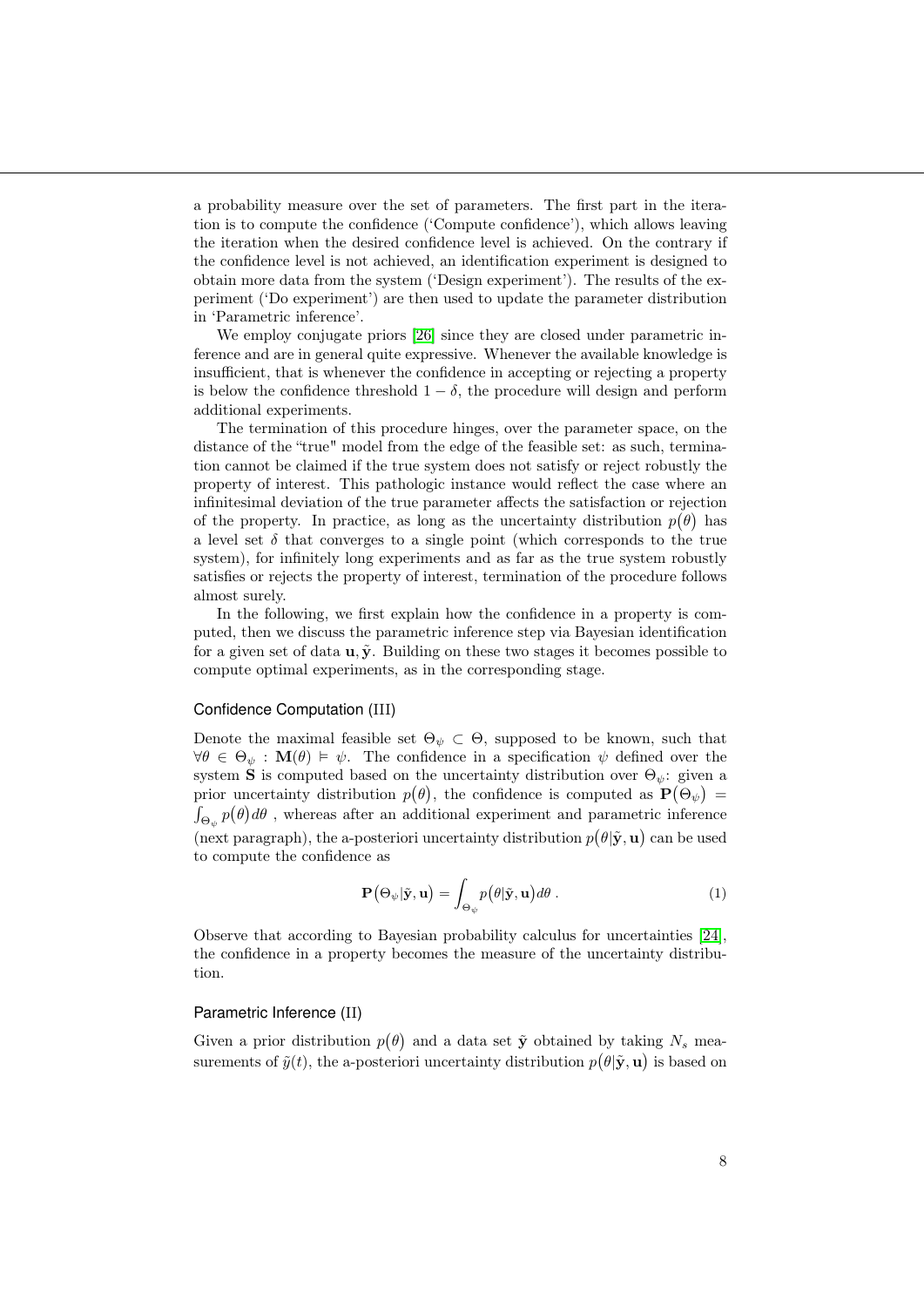a probability measure over the set of parameters. The first part in the iteration is to compute the confidence ('Compute confidence'), which allows leaving the iteration when the desired confidence level is achieved. On the contrary if the confidence level is not achieved, an identification experiment is designed to obtain more data from the system ('Design experiment'). The results of the experiment ('Do experiment') are then used to update the parameter distribution in 'Parametric inference'.

We employ conjugate priors [26] since they are closed under parametric inference and are in general quite expressive. Whenever the available knowledge is insufficient, that is whenever the confidence in accepting or rejecting a property is below the confidence threshold $1 - \delta$, the procedure will design and perform additional experiments.

The termination of this procedure hinges, over the parameter space, on the distance of the "true" model from the edge of the feasible set: as such, termination cannot be claimed if the true system does not satisfy or reject robustly the property of interest. This pathologic instance would reflect the case where an infinitesimal deviation of the true parameter affects the satisfaction or rejection of the property. In practice, as long as the uncertainty distribution $p(\theta)$ has a level set $\delta$ that converges to a single point (which corresponds to the true system), for infinitely long experiments and as far as the true system robustly satisfies or rejects the property of interest, termination of the procedure follows almost surely.

In the following, we first explain how the confidence in a property is computed, then we discuss the parametric inference step via Bayesian identification for a given set of data $\mathbf{u}, \tilde{\mathbf{y}}$. Building on these two stages it becomes possible to compute optimal experiments, as in the corresponding stage.

### Confidence Computation (III)

Denote the maximal feasible set $\Theta_\psi \subset \Theta$, supposed to be known, such that $\forall \theta \in \Theta_\psi : \mathbf{M}(\theta) \vDash \psi$. The confidence in a specification $\psi$ defined over the system $\mathbf{S}$ is computed based on the uncertainty distribution over $\Theta_\psi$: given a prior uncertainty distribution $p(\theta)$, the confidence is computed as $\mathbf{P}(\Theta_\psi) = \int_{\Theta_\psi} p(\theta) d\theta$ , whereas after an additional experiment and parametric inference (next paragraph), the a-posteriori uncertainty distribution $p(\theta|\tilde{\mathbf{y}}, \mathbf{u})$ can be used to compute the confidence as

$$\mathbf{P}(\Theta_\psi|\tilde{\mathbf{y}}, \mathbf{u}) = \int_{\Theta_\psi} p(\theta|\tilde{\mathbf{y}}, \mathbf{u}) d\theta \, . \tag{1}$$

Observe that according to Bayesian probability calculus for uncertainties [24], the confidence in a property becomes the measure of the uncertainty distribution.

### Parametric Inference (II)

Given a prior distribution $p(\theta)$ and a data set $\tilde{\mathbf{y}}$ obtained by taking $N_s$ measurements of $\tilde{y}(t)$, the a-posteriori uncertainty distribution $p(\theta|\tilde{\mathbf{y}}, \mathbf{u})$ is based on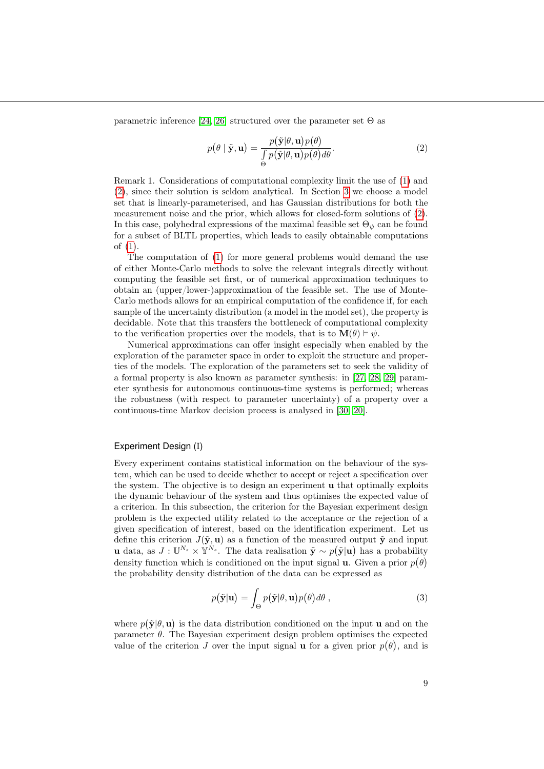parametric inference [24, 26] structured over the parameter set $\Theta$ as

$$p(\theta \mid \tilde{\mathbf{y}}, \mathbf{u}) = \frac{p(\tilde{\mathbf{y}}|\theta, \mathbf{u})p(\theta)}{\int\limits_{\Theta} p(\tilde{\mathbf{y}}|\theta, \mathbf{u})p(\theta)d\theta}. \tag{2}$$

Remark 1. Considerations of computational complexity limit the use of (1) and (2), since their solution is seldom analytical. In Section 3 we choose a model set that is linearly-parameterised, and has Gaussian distributions for both the measurement noise and the prior, which allows for closed-form solutions of (2). In this case, polyhedral expressions of the maximal feasible set $\Theta_\psi$ can be found for a subset of BLTL properties, which leads to easily obtainable computations of (1).

The computation of (1) for more general problems would demand the use of either Monte-Carlo methods to solve the relevant integrals directly without computing the feasible set first, or of numerical approximation techniques to obtain an (upper/lower-)approximation of the feasible set. The use of Monte-Carlo methods allows for an empirical computation of the confidence if, for each sample of the uncertainty distribution (a model in the model set), the property is decidable. Note that this transfers the bottleneck of computational complexity to the verification properties over the models, that is to $\mathbf{M}(\theta) \vDash \psi$.

Numerical approximations can offer insight especially when enabled by the exploration of the parameter space in order to exploit the structure and properties of the models. The exploration of the parameters set to seek the validity of a formal property is also known as parameter synthesis: in [27, 28, 29] parameter synthesis for autonomous continuous-time systems is performed; whereas the robustness (with respect to parameter uncertainty) of a property over a continuous-time Markov decision process is analysed in [30, 20].

### Experiment Design (I)

Every experiment contains statistical information on the behaviour of the system, which can be used to decide whether to accept or reject a specification over the system. The objective is to design an experiment $\mathbf{u}$ that optimally exploits the dynamic behaviour of the system and thus optimises the expected value of a criterion. In this subsection, the criterion for the Bayesian experiment design problem is the expected utility related to the acceptance or the rejection of a given specification of interest, based on the identification experiment. Let us define this criterion $J(\tilde{\mathbf{y}}, \mathbf{u})$ as a function of the measured output $\tilde{\mathbf{y}}$ and input $\mathbf{u}$ data, as $J : \mathbb{U}^{N_s} \times \mathbb{Y}^{N_s}$. The data realisation $\tilde{\mathbf{y}} \sim p(\tilde{\mathbf{y}}|\mathbf{u})$ has a probability density function which is conditioned on the input signal $\mathbf{u}$. Given a prior $p(\theta)$ the probability density distribution of the data can be expressed as

$$p(\tilde{\mathbf{y}}|\mathbf{u}) = \int_{\Theta} p(\tilde{\mathbf{y}}|\theta, \mathbf{u})p(\theta)d\theta \ , \tag{3}$$

where $p(\tilde{\mathbf{y}}|\theta, \mathbf{u})$ is the data distribution conditioned on the input $\mathbf{u}$ and on the parameter $\theta$. The Bayesian experiment design problem optimises the expected value of the criterion $J$ over the input signal $\mathbf{u}$ for a given prior $p(\theta)$, and is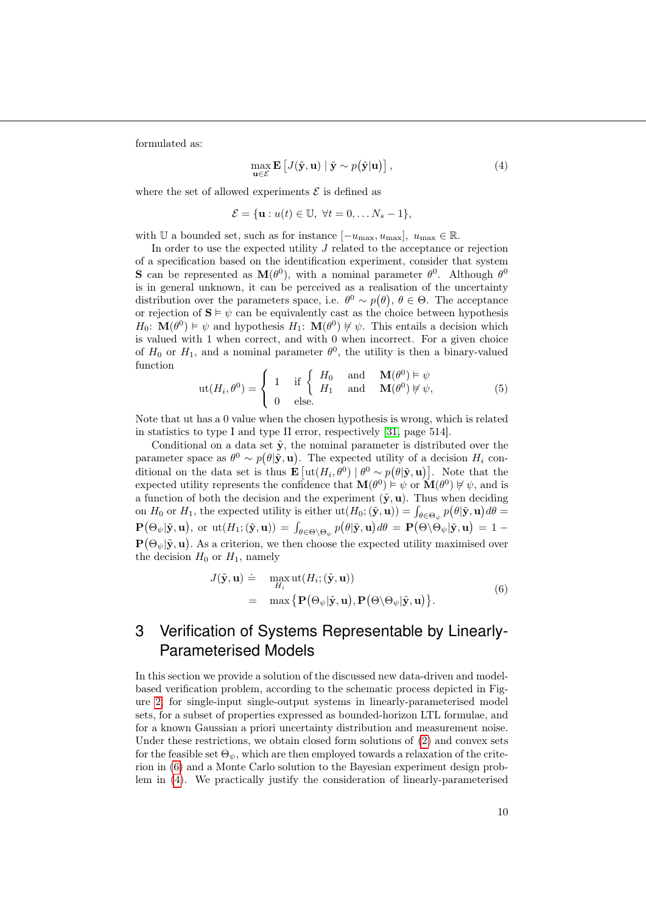formulated as:

$$\max_{\mathbf{u}\in\mathcal{E}} \mathbf{E}\left[J(\tilde{\mathbf{y}},\mathbf{u}) \mid \tilde{\mathbf{y}} \sim p\big(\tilde{\mathbf{y}}|\mathbf{u}\big)\right], \tag{4}$$

where the set of allowed experiments $\mathcal{E}$ is defined as

$$\mathcal{E} = \{\mathbf{u} : u(t) \in \mathbb{U},\ \forall t = 0, \dots N_s - 1\},$$

with $\mathbb{U}$ a bounded set, such as for instance $[-u_{\max}, u_{\max}],\ u_{\max} \in \mathbb{R}$.

In order to use the expected utility $J$ related to the acceptance or rejection of a specification based on the identification experiment, consider that system $\mathbf{S}$ can be represented as $\mathbf{M}(\theta^0)$, with a nominal parameter $\theta^0$. Although $\theta^0$ is in general unknown, it can be perceived as a realisation of the uncertainty distribution over the parameters space, i.e. $\theta^0 \sim p\big(\theta\big)$, $\theta \in \Theta$. The acceptance or rejection of $\mathbf{S} \vDash \psi$ can be equivalently cast as the choice between hypothesis $H_0$: $\mathbf{M}(\theta^0) \vDash \psi$ and hypothesis $H_1$: $\mathbf{M}(\theta^0) \nvDash \psi$. This entails a decision which is valued with 1 when correct, and with 0 when incorrect. For a given choice of $H_0$ or $H_1$, and a nominal parameter $\theta^0$, the utility is then a binary-valued function

$$\mathrm{ut}(H_i, \theta^0) = \begin{cases} 1 & \text{if } \begin{cases} H_0 & \text{and} \quad \mathbf{M}(\theta^0) \vDash \psi \\ H_1 & \text{and} \quad \mathbf{M}(\theta^0) \nvDash \psi, \end{cases} \\ 0 & \text{else.} \end{cases} \tag{5}$$

Note that ut has a 0 value when the chosen hypothesis is wrong, which is related in statistics to type I and type II error, respectively [31, page 514].

Conditional on a data set $\tilde{\mathbf{y}}$, the nominal parameter is distributed over the parameter space as $\theta^0 \sim p\big(\theta|\tilde{\mathbf{y}},\mathbf{u}\big)$. The expected utility of a decision $H_i$ conditional on the data set is thus $\mathbf{E}\left[\mathrm{ut}(H_i, \theta^0) \mid \theta^0 \sim p\big(\theta|\tilde{\mathbf{y}},\mathbf{u}\big)\right]$. Note that the expected utility represents the confidence that $\mathbf{M}(\theta^0) \vDash \psi$ or $\mathbf{M}(\theta^0) \nvDash \psi$, and is a function of both the decision and the experiment $(\tilde{\mathbf{y}},\mathbf{u})$. Thus when deciding on $H_0$ or $H_1$, the expected utility is either $\mathrm{ut}(H_0;(\tilde{\mathbf{y}},\mathbf{u})) = \int_{\theta\in\Theta_\psi} p\big(\theta|\tilde{\mathbf{y}},\mathbf{u}\big)d\theta = \mathbf{P}\big(\Theta_\psi|\tilde{\mathbf{y}},\mathbf{u}\big)$, or $\mathrm{ut}(H_1;(\tilde{\mathbf{y}},\mathbf{u})) = \int_{\theta\in\Theta\setminus\Theta_\psi} p\big(\theta|\tilde{\mathbf{y}},\mathbf{u}\big)d\theta = \mathbf{P}\big(\Theta\setminus\Theta_\psi|\tilde{\mathbf{y}},\mathbf{u}\big) = 1 - \mathbf{P}\big(\Theta_\psi|\tilde{\mathbf{y}},\mathbf{u}\big)$. As a criterion, we then choose the expected utility maximised over the decision $H_0$ or $H_1$, namely

$$\begin{aligned} J(\tilde{\mathbf{y}},\mathbf{u}) &\doteq \max_{H_i} \mathrm{ut}(H_i;(\tilde{\mathbf{y}},\mathbf{u})) \\ &= \max\left\{\mathbf{P}\big(\Theta_\psi|\tilde{\mathbf{y}},\mathbf{u}\big), \mathbf{P}\big(\Theta\setminus\Theta_\psi|\tilde{\mathbf{y}},\mathbf{u}\big)\right\}. \end{aligned} \tag{6}$$

# 3 Verification of Systems Representable by Linearly-Parameterised Models

In this section we provide a solution of the discussed new data-driven and model-based verification problem, according to the schematic process depicted in Figure 2, for single-input single-output systems in linearly-parameterised model sets, for a subset of properties expressed as bounded-horizon LTL formulae, and for a known Gaussian a priori uncertainty distribution and measurement noise. Under these restrictions, we obtain closed form solutions of (2) and convex sets for the feasible set $\Theta_\psi$, which are then employed towards a relaxation of the criterion in (6) and a Monte Carlo solution to the Bayesian experiment design problem in (4). We practically justify the consideration of linearly-parameterised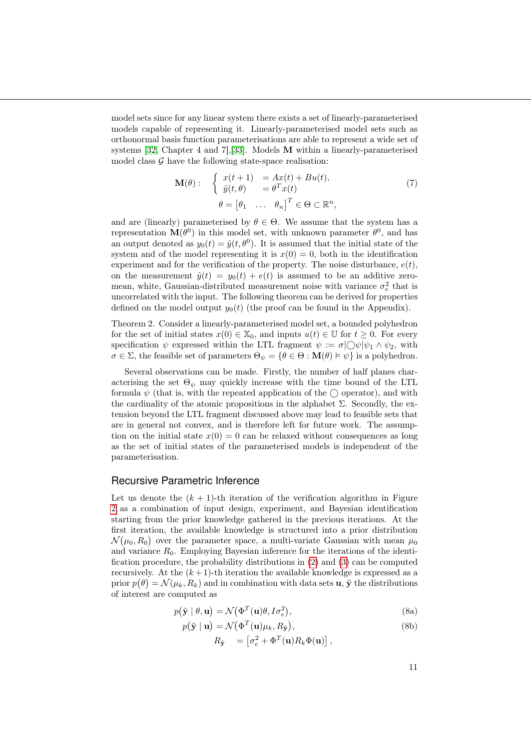model sets since for any linear system there exists a set of linearly-parameterised models capable of representing it. Linearly-parameterised model sets such as orthonormal basis function parameterisations are able to represent a wide set of systems [32, Chapter 4 and 7],[33]. Models $\mathbf{M}$ within a linearly-parameterised model class $\mathcal{G}$ have the following state-space realisation:

$$\mathbf{M}(\theta): \quad \begin{cases} x(t+1) &= Ax(t) + Bu(t), \\ \hat{y}(t,\theta) &= \theta^T x(t) \end{cases} \tag{7}$$
$$\theta = \begin{bmatrix}\theta_1 & \dots & \theta_n\end{bmatrix}^T \in \Theta \subset \mathbb{R}^n,$$

and are (linearly) parameterised by $\theta \in \Theta$. We assume that the system has a representation $\mathbf{M}(\theta^0)$ in this model set, with unknown parameter $\theta^0$, and has an output denoted as $y_0(t) = \hat{y}(t, \theta^0)$. It is assumed that the initial state of the system and of the model representing it is $x(0) = 0$, both in the identification experiment and for the verification of the property. The noise disturbance, $e(t)$, on the measurement $\tilde{y}(t) = y_0(t) + e(t)$ is assumed to be an additive zero-mean, white, Gaussian-distributed measurement noise with variance $\sigma_e^2$ that is uncorrelated with the input. The following theorem can be derived for properties defined on the model output $y_0(t)$ (the proof can be found in the Appendix).

Theorem 2. Consider a linearly-parameterised model set, a bounded polyhedron for the set of initial states $x(0) \in \mathbb{X}_0$, and inputs $u(t) \in \mathbb{U}$ for $t \geq 0$. For every specification $\psi$ expressed within the LTL fragment $\psi := \sigma | \bigcirc\psi | \psi_1 \wedge \psi_2$, with $\sigma \in \Sigma$, the feasible set of parameters $\Theta_\psi = \{\theta \in \Theta : \mathbf{M}(\theta) \vDash \psi\}$ is a polyhedron.

Several observations can be made. Firstly, the number of half planes characterising the set $\Theta_\psi$ may quickly increase with the time bound of the LTL formula $\psi$ (that is, with the repeated application of the $\bigcirc$ operator), and with the cardinality of the atomic propositions in the alphabet $\Sigma$. Secondly, the extension beyond the LTL fragment discussed above may lead to feasible sets that are in general not convex, and is therefore left for future work. The assumption on the initial state $x(0) = 0$ can be relaxed without consequences as long as the set of initial states of the parameterised models is independent of the parameterisation.

## Recursive Parametric Inference

Let us denote the $(k+1)$-th iteration of the verification algorithm in Figure 2 as a combination of input design, experiment, and Bayesian identification starting from the prior knowledge gathered in the previous iterations. At the first iteration, the available knowledge is structured into a prior distribution $\mathcal{N}(\mu_0, R_0)$ over the parameter space, a multi-variate Gaussian with mean $\mu_0$ and variance $R_0$. Employing Bayesian inference for the iterations of the identification procedure, the probability distributions in (2) and (3) can be computed recursively. At the $(k+1)$-th iteration the available knowledge is expressed as a prior $p(\theta) = \mathcal{N}(\mu_k, R_k)$ and in combination with data sets $\mathbf{u}, \tilde{\mathbf{y}}$ the distributions of interest are computed as

$$p(\tilde{\mathbf{y}} \mid \theta, \mathbf{u}) = \mathcal{N}\big(\Phi^T(\mathbf{u})\theta, I\sigma_e^2\big), \tag{8a}$$

$$p(\tilde{\mathbf{y}} \mid \mathbf{u}) = \mathcal{N}\big(\Phi^T(\mathbf{u})\mu_k, R_{\tilde{\mathbf{y}}}\big), \tag{8b}$$
$$R_{\tilde{\mathbf{y}}} \;\; = \left[\sigma_e^2 + \Phi^T(\mathbf{u})R_k\Phi(\mathbf{u})\right],$$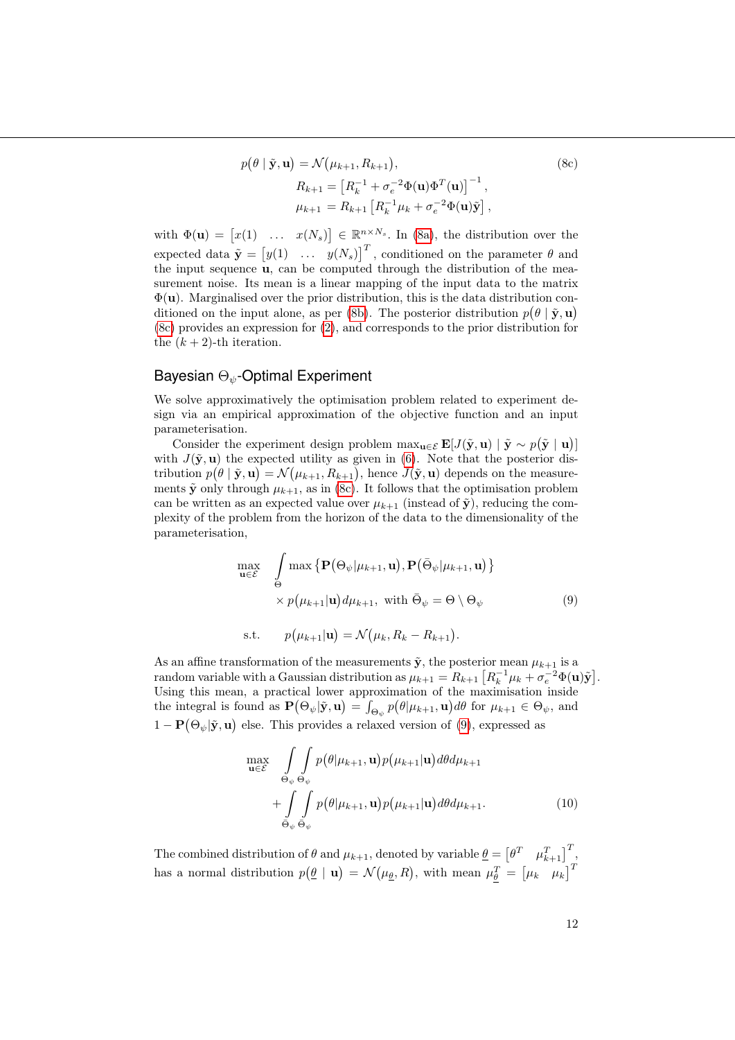$$
\begin{aligned}
p(\theta \mid \tilde{\mathbf{y}}, \mathbf{u}) &= \mathcal{N}(\mu_{k+1}, R_{k+1}), \\
&R_{k+1} = \left[R_k^{-1} + \sigma_e^{-2}\Phi(\mathbf{u})\Phi^T(\mathbf{u})\right]^{-1}, \\
&\mu_{k+1} = R_{k+1}\left[R_k^{-1}\mu_k + \sigma_e^{-2}\Phi(\mathbf{u})\tilde{\mathbf{y}}\right],
\end{aligned} \tag{8c}
$$

with $\Phi(\mathbf{u}) = \begin{bmatrix} x(1) & \dots & x(N_s) \end{bmatrix} \in \mathbb{R}^{n \times N_s}$. In (8a), the distribution over the expected data $\tilde{\mathbf{y}} = \begin{bmatrix} y(1) & \dots & y(N_s) \end{bmatrix}^T$, conditioned on the parameter $\theta$ and the input sequence $\mathbf{u}$, can be computed through the distribution of the measurement noise. Its mean is a linear mapping of the input data to the matrix $\Phi(\mathbf{u})$. Marginalised over the prior distribution, this is the data distribution conditioned on the input alone, as per (8b). The posterior distribution $p(\theta \mid \tilde{\mathbf{y}}, \mathbf{u})$ (8c) provides an expression for (2), and corresponds to the prior distribution for the $(k+2)$-th iteration.

## Bayesian $\Theta_\psi$-Optimal Experiment

We solve approximatively the optimisation problem related to experiment design via an empirical approximation of the objective function and an input parameterisation.

Consider the experiment design problem $\max_{\mathbf{u} \in \mathcal{E}} \mathbf{E}[J(\tilde{\mathbf{y}}, \mathbf{u}) \mid \tilde{\mathbf{y}} \sim p(\tilde{\mathbf{y}} \mid \mathbf{u})]$ with $J(\tilde{\mathbf{y}}, \mathbf{u})$ the expected utility as given in (6). Note that the posterior distribution $p(\theta \mid \tilde{\mathbf{y}}, \mathbf{u}) = \mathcal{N}(\mu_{k+1}, R_{k+1})$, hence $J(\tilde{\mathbf{y}}, \mathbf{u})$ depends on the measurements $\tilde{\mathbf{y}}$ only through $\mu_{k+1}$, as in (8c). It follows that the optimisation problem can be written as an expected value over $\mu_{k+1}$ (instead of $\tilde{\mathbf{y}}$), reducing the complexity of the problem from the horizon of the data to the dimensionality of the parameterisation,

$$
\begin{aligned}
\max_{\mathbf{u} \in \mathcal{E}} \quad & \int_{\Theta} \max\left\{\mathbf{P}(\Theta_\psi | \mu_{k+1}, \mathbf{u}), \mathbf{P}(\bar{\Theta}_\psi | \mu_{k+1}, \mathbf{u})\right\} \\
& \times p(\mu_{k+1} | \mathbf{u})\, d\mu_{k+1}, \text{ with } \bar{\Theta}_\psi = \Theta \setminus \Theta_\psi \\
\text{s.t.} \quad & p(\mu_{k+1} | \mathbf{u}) = \mathcal{N}(\mu_k, R_k - R_{k+1}).
\end{aligned} \tag{9}
$$

As an affine transformation of the measurements $\tilde{\mathbf{y}}$, the posterior mean $\mu_{k+1}$ is a random variable with a Gaussian distribution as $\mu_{k+1} = R_{k+1}\left[R_k^{-1}\mu_k + \sigma_e^{-2}\Phi(\mathbf{u})\tilde{\mathbf{y}}\right]$. Using this mean, a practical lower approximation of the maximisation inside the integral is found as $\mathbf{P}(\Theta_\psi | \tilde{\mathbf{y}}, \mathbf{u}) = \int_{\Theta_\psi} p(\theta | \mu_{k+1}, \mathbf{u}) d\theta$ for $\mu_{k+1} \in \Theta_\psi$, and $1 - \mathbf{P}(\Theta_\psi | \tilde{\mathbf{y}}, \mathbf{u})$ else. This provides a relaxed version of (9), expressed as

$$
\begin{aligned}
\max_{\mathbf{u} \in \mathcal{E}} \quad & \int_{\Theta_\psi} \int_{\Theta_\psi} p(\theta | \mu_{k+1}, \mathbf{u}) p(\mu_{k+1} | \mathbf{u})\, d\theta d\mu_{k+1} \\
& + \int_{\bar{\Theta}_\psi} \int_{\bar{\Theta}_\psi} p(\theta | \mu_{k+1}, \mathbf{u}) p(\mu_{k+1} | \mathbf{u})\, d\theta d\mu_{k+1}.
\end{aligned} \tag{10}
$$

The combined distribution of $\theta$ and $\mu_{k+1}$, denoted by variable $\underline{\theta} = \begin{bmatrix} \theta^T & \mu_{k+1}^T \end{bmatrix}^T$, has a normal distribution $p(\underline{\theta} \mid \mathbf{u}) = \mathcal{N}(\mu_{\underline{\theta}}, R)$, with mean $\mu_{\underline{\theta}}^T = \begin{bmatrix} \mu_k & \mu_k \end{bmatrix}^T$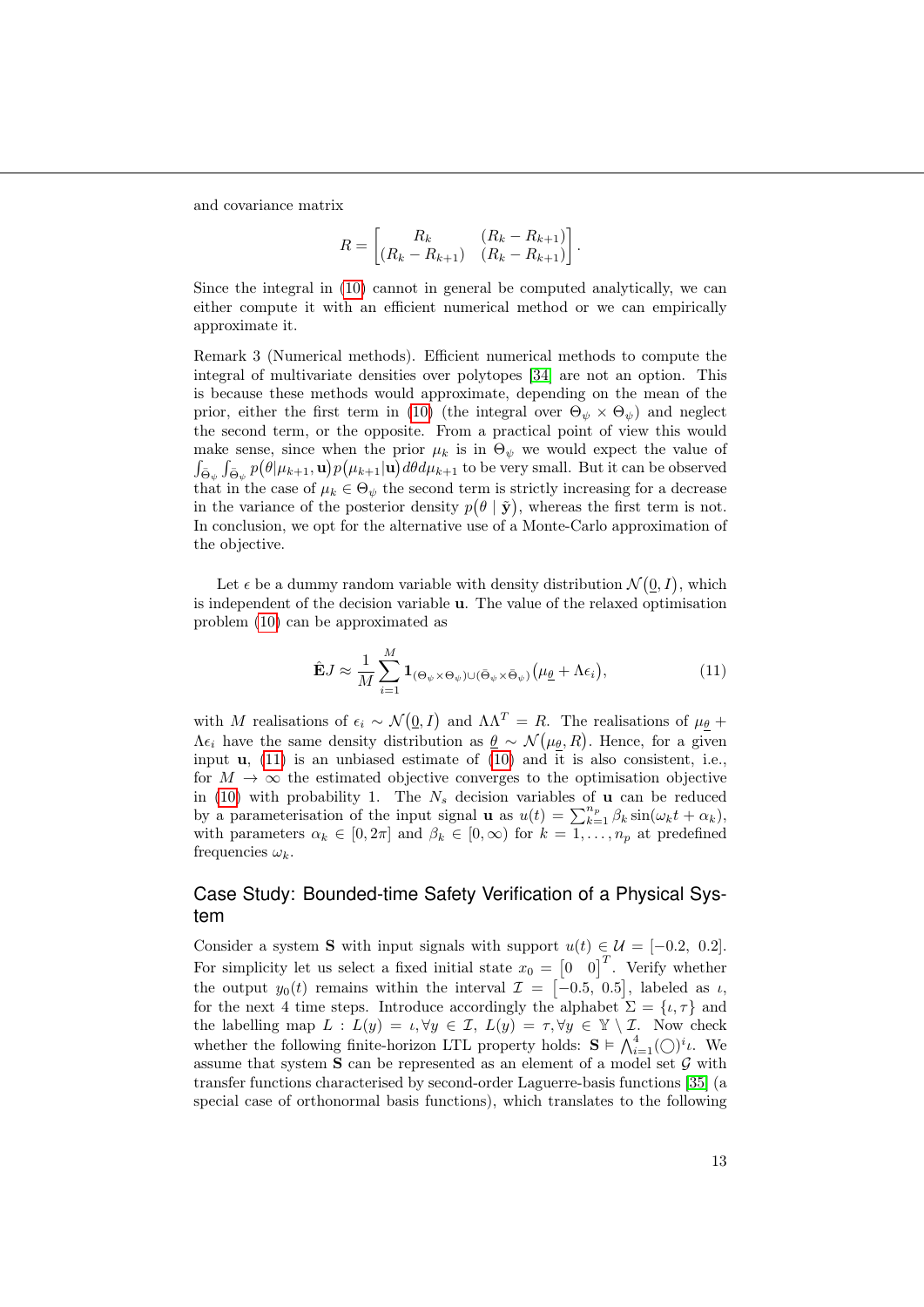and covariance matrix

$$R = \begin{bmatrix} R_k & (R_k - R_{k+1}) \\ (R_k - R_{k+1}) & (R_k - R_{k+1}) \end{bmatrix}.$$

Since the integral in (10) cannot in general be computed analytically, we can either compute it with an efficient numerical method or we can empirically approximate it.

Remark 3 (Numerical methods). Efficient numerical methods to compute the integral of multivariate densities over polytopes [34] are not an option. This is because these methods would approximate, depending on the mean of the prior, either the first term in (10) (the integral over $\Theta_\psi \times \Theta_\psi$) and neglect the second term, or the opposite. From a practical point of view this would make sense, since when the prior $\mu_k$ is in $\Theta_\psi$ we would expect the value of $\int_{\bar{\Theta}_\psi} \int_{\bar{\Theta}_\psi} p(\theta|\mu_{k+1}, \mathbf{u}) p(\mu_{k+1}|\mathbf{u}) d\theta d\mu_{k+1}$ to be very small. But it can be observed that in the case of $\mu_k \in \Theta_\psi$ the second term is strictly increasing for a decrease in the variance of the posterior density $p(\theta \mid \tilde{\mathbf{y}})$, whereas the first term is not. In conclusion, we opt for the alternative use of a Monte-Carlo approximation of the objective.

Let $\epsilon$ be a dummy random variable with density distribution $\mathcal{N}(\underline{0}, I)$, which is independent of the decision variable $\mathbf{u}$. The value of the relaxed optimisation problem (10) can be approximated as

$$\hat{\mathbf{E}}J \approx \frac{1}{M} \sum_{i=1}^{M} \mathbf{1}_{(\Theta_\psi \times \Theta_\psi) \cup (\bar{\Theta}_\psi \times \bar{\Theta}_\psi)} \big(\mu_{\underline{\theta}} + \Lambda \epsilon_i\big), \tag{11}$$

with $M$ realisations of $\epsilon_i \sim \mathcal{N}(\underline{0}, I)$ and $\Lambda \Lambda^T = R$. The realisations of $\mu_{\underline{\theta}} + \Lambda \epsilon_i$ have the same density distribution as $\underline{\theta} \sim \mathcal{N}(\mu_{\underline{\theta}}, R)$. Hence, for a given input $\mathbf{u}$, (11) is an unbiased estimate of (10) and it is also consistent, i.e., for $M \to \infty$ the estimated objective converges to the optimisation objective in (10) with probability 1. The $N_s$ decision variables of $\mathbf{u}$ can be reduced by a parameterisation of the input signal $\mathbf{u}$ as $u(t) = \sum_{k=1}^{n_p} \beta_k \sin(\omega_k t + \alpha_k)$, with parameters $\alpha_k \in [0, 2\pi]$ and $\beta_k \in [0, \infty)$ for $k = 1, \ldots, n_p$ at predefined frequencies $\omega_k$.

## Case Study: Bounded-time Safety Verification of a Physical System

Consider a system $\mathbf{S}$ with input signals with support $u(t) \in \mathcal{U} = [-0.2,\ 0.2]$. For simplicity let us select a fixed initial state $x_0 = \begin{bmatrix} 0 & 0 \end{bmatrix}^T$. Verify whether the output $y_0(t)$ remains within the interval $\mathcal{I} = [-0.5,\ 0.5]$, labeled as $\iota$, for the next 4 time steps. Introduce accordingly the alphabet $\Sigma = \{\iota, \tau\}$ and the labelling map $L : L(y) = \iota, \forall y \in \mathcal{I}$, $L(y) = \tau, \forall y \in \mathbb{Y} \setminus \mathcal{I}$. Now check whether the following finite-horizon LTL property holds: $\mathbf{S} \vDash \bigwedge_{i=1}^{4} (\bigcirc)^i \iota$. We assume that system $\mathbf{S}$ can be represented as an element of a model set $\mathcal{G}$ with transfer functions characterised by second-order Laguerre-basis functions [35] (a special case of orthonormal basis functions), which translates to the following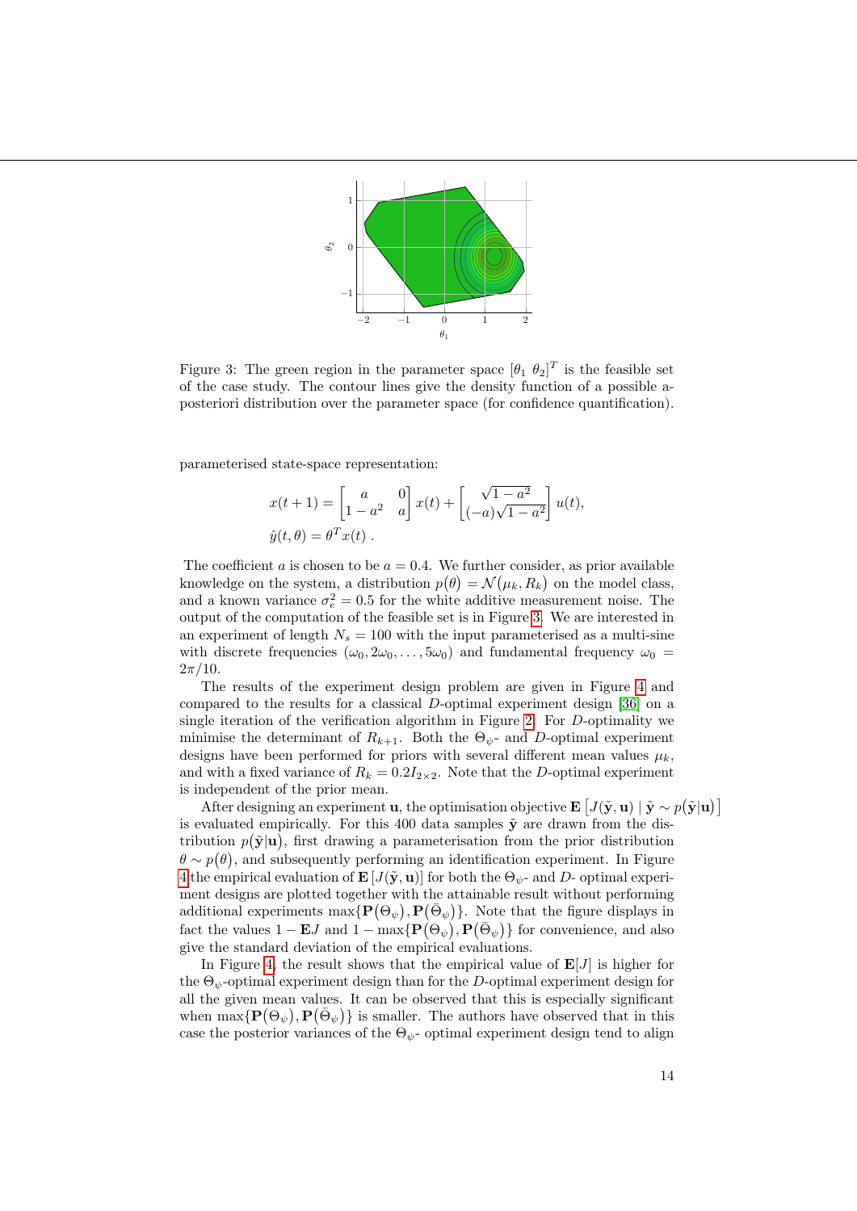Figure 3: The green region in the parameter space $[\theta_1 \ \theta_2]^T$ is the feasible set of the case study. The contour lines give the density function of a possible a-posteriori distribution over the parameter space (for confidence quantification).

parameterised state-space representation:

$$x(t+1) = \begin{bmatrix} a & 0 \\ 1-a^2 & a \end{bmatrix} x(t) + \begin{bmatrix} \sqrt{1-a^2} \\ (-a)\sqrt{1-a^2} \end{bmatrix} u(t),$$
$$\hat{y}(t,\theta) = \theta^T x(t) \ .$$

The coefficient $a$ is chosen to be $a = 0.4$. We further consider, as prior available knowledge on the system, a distribution $p(\theta) = \mathcal{N}(\mu_k, R_k)$ on the model class, and a known variance $\sigma_e^2 = 0.5$ for the white additive measurement noise. The output of the computation of the feasible set is in Figure 3. We are interested in an experiment of length $N_s = 100$ with the input parameterised as a multi-sine with discrete frequencies $(\omega_0, 2\omega_0, \dots, 5\omega_0)$ and fundamental frequency $\omega_0 = 2\pi/10$.

The results of the experiment design problem are given in Figure 4 and compared to the results for a classical $D$-optimal experiment design [36] on a single iteration of the verification algorithm in Figure 2. For $D$-optimality we minimise the determinant of $R_{k+1}$. Both the $\Theta_\psi$- and $D$-optimal experiment designs have been performed for priors with several different mean values $\mu_k$, and with a fixed variance of $R_k = 0.2I_{2\times 2}$. Note that the $D$-optimal experiment is independent of the prior mean.

After designing an experiment $\mathbf{u}$, the optimisation objective $\mathbf{E}\left[J(\tilde{\mathbf{y}}, \mathbf{u}) \mid \tilde{\mathbf{y}} \sim p(\tilde{\mathbf{y}}|\mathbf{u})\right]$ is evaluated empirically. For this 400 data samples $\tilde{\mathbf{y}}$ are drawn from the distribution $p(\tilde{\mathbf{y}}|\mathbf{u})$, first drawing a parameterisation from the prior distribution $\theta \sim p(\theta)$, and subsequently performing an identification experiment. In Figure 4 the empirical evaluation of $\mathbf{E}\left[J(\tilde{\mathbf{y}}, \mathbf{u})\right]$ for both the $\Theta_\psi$- and $D$- optimal experiment designs are plotted together with the attainable result without performing additional experiments $\max\{\mathbf{P}(\Theta_\psi), \mathbf{P}(\bar{\Theta}_\psi)\}$. Note that the figure displays in fact the values $1 - \mathbf{E}J$ and $1 - \max\{\mathbf{P}(\Theta_\psi), \mathbf{P}(\bar{\Theta}_\psi)\}$ for convenience, and also give the standard deviation of the empirical evaluations.

In Figure 4, the result shows that the empirical value of $\mathbf{E}[J]$ is higher for the $\Theta_\psi$-optimal experiment design than for the $D$-optimal experiment design for all the given mean values. It can be observed that this is especially significant when $\max\{\mathbf{P}(\Theta_\psi), \mathbf{P}(\bar{\Theta}_\psi)\}$ is smaller. The authors have observed that in this case the posterior variances of the $\Theta_\psi$- optimal experiment design tend to align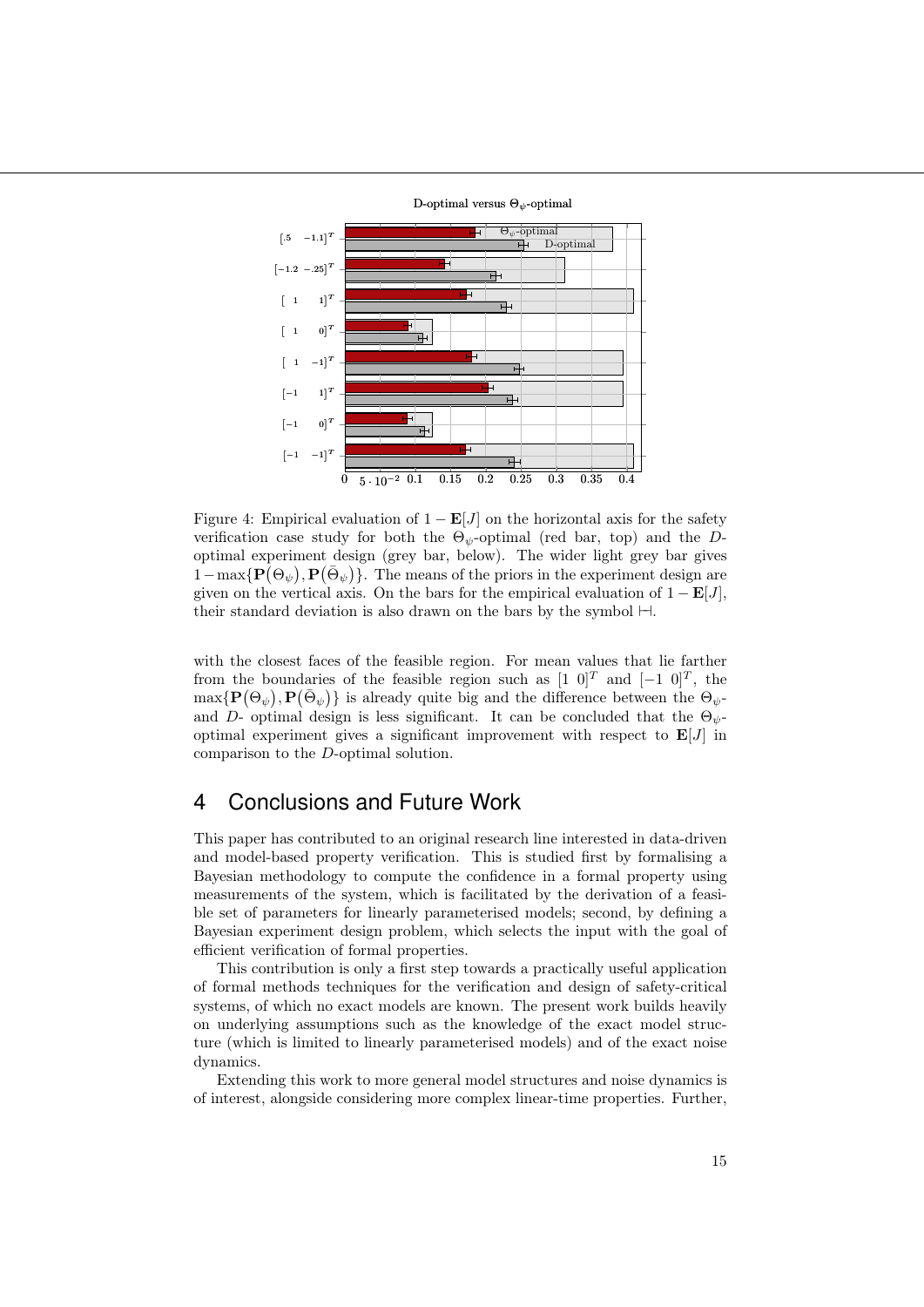Figure 4: Empirical evaluation of $1 - \mathbf{E}[J]$ on the horizontal axis for the safety verification case study for both the $\Theta_\psi$-optimal (red bar, top) and the $D$-optimal experiment design (grey bar, below). The wider light grey bar gives $1-\max\{\mathbf{P}(\Theta_\psi), \mathbf{P}(\bar{\Theta}_\psi)\}$. The means of the priors in the experiment design are given on the vertical axis. On the bars for the empirical evaluation of $1 - \mathbf{E}[J]$, their standard deviation is also drawn on the bars by the symbol $\vdash\!\dashv$.

with the closest faces of the feasible region. For mean values that lie farther from the boundaries of the feasible region such as $[1\ 0]^T$ and $[-1\ 0]^T$, the $\max\{\mathbf{P}(\Theta_\psi), \mathbf{P}(\bar{\Theta}_\psi)\}$ is already quite big and the difference between the $\Theta_\psi$- and $D$- optimal design is less significant. It can be concluded that the $\Theta_\psi$-optimal experiment gives a significant improvement with respect to $\mathbf{E}[J]$ in comparison to the $D$-optimal solution.

## 4 Conclusions and Future Work

This paper has contributed to an original research line interested in data-driven and model-based property verification. This is studied first by formalising a Bayesian methodology to compute the confidence in a formal property using measurements of the system, which is facilitated by the derivation of a feasible set of parameters for linearly parameterised models; second, by defining a Bayesian experiment design problem, which selects the input with the goal of efficient verification of formal properties.

This contribution is only a first step towards a practically useful application of formal methods techniques for the verification and design of safety-critical systems, of which no exact models are known. The present work builds heavily on underlying assumptions such as the knowledge of the exact model structure (which is limited to linearly parameterised models) and of the exact noise dynamics.

Extending this work to more general model structures and noise dynamics is of interest, alongside considering more complex linear-time properties. Further,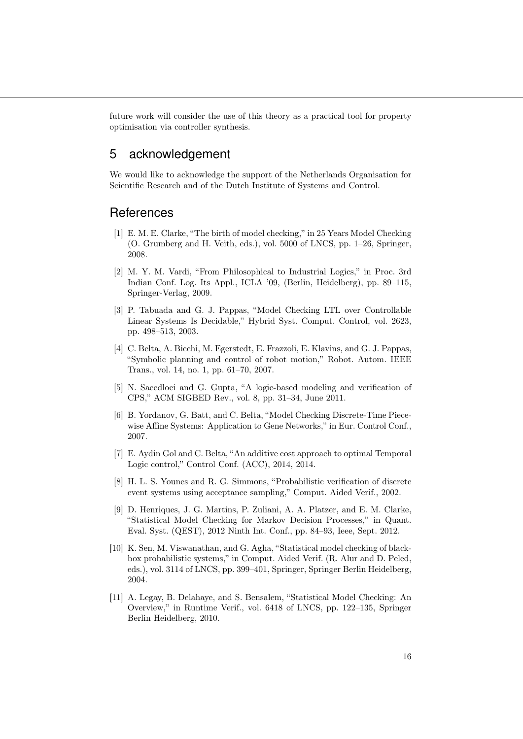future work will consider the use of this theory as a practical tool for property optimisation via controller synthesis.

## 5 acknowledgement

We would like to acknowledge the support of the Netherlands Organisation for Scientific Research and of the Dutch Institute of Systems and Control.

## References

[1] E. M. E. Clarke, "The birth of model checking," in 25 Years Model Checking (O. Grumberg and H. Veith, eds.), vol. 5000 of LNCS, pp. 1–26, Springer, 2008.

[2] M. Y. M. Vardi, "From Philosophical to Industrial Logics," in Proc. 3rd Indian Conf. Log. Its Appl., ICLA '09, (Berlin, Heidelberg), pp. 89–115, Springer-Verlag, 2009.

[3] P. Tabuada and G. J. Pappas, "Model Checking LTL over Controllable Linear Systems Is Decidable," Hybrid Syst. Comput. Control, vol. 2623, pp. 498–513, 2003.

[4] C. Belta, A. Bicchi, M. Egerstedt, E. Frazzoli, E. Klavins, and G. J. Pappas, "Symbolic planning and control of robot motion," Robot. Autom. IEEE Trans., vol. 14, no. 1, pp. 61–70, 2007.

[5] N. Saeedloei and G. Gupta, "A logic-based modeling and verification of CPS," ACM SIGBED Rev., vol. 8, pp. 31–34, June 2011.

[6] B. Yordanov, G. Batt, and C. Belta, "Model Checking Discrete-Time Piecewise Affine Systems: Application to Gene Networks," in Eur. Control Conf., 2007.

[7] E. Aydin Gol and C. Belta, "An additive cost approach to optimal Temporal Logic control," Control Conf. (ACC), 2014, 2014.

[8] H. L. S. Younes and R. G. Simmons, "Probabilistic verification of discrete event systems using acceptance sampling," Comput. Aided Verif., 2002.

[9] D. Henriques, J. G. Martins, P. Zuliani, A. A. Platzer, and E. M. Clarke, "Statistical Model Checking for Markov Decision Processes," in Quant. Eval. Syst. (QEST), 2012 Ninth Int. Conf., pp. 84–93, Ieee, Sept. 2012.

[10] K. Sen, M. Viswanathan, and G. Agha, "Statistical model checking of black-box probabilistic systems," in Comput. Aided Verif. (R. Alur and D. Peled, eds.), vol. 3114 of LNCS, pp. 399–401, Springer, Springer Berlin Heidelberg, 2004.

[11] A. Legay, B. Delahaye, and S. Bensalem, "Statistical Model Checking: An Overview," in Runtime Verif., vol. 6418 of LNCS, pp. 122–135, Springer Berlin Heidelberg, 2010.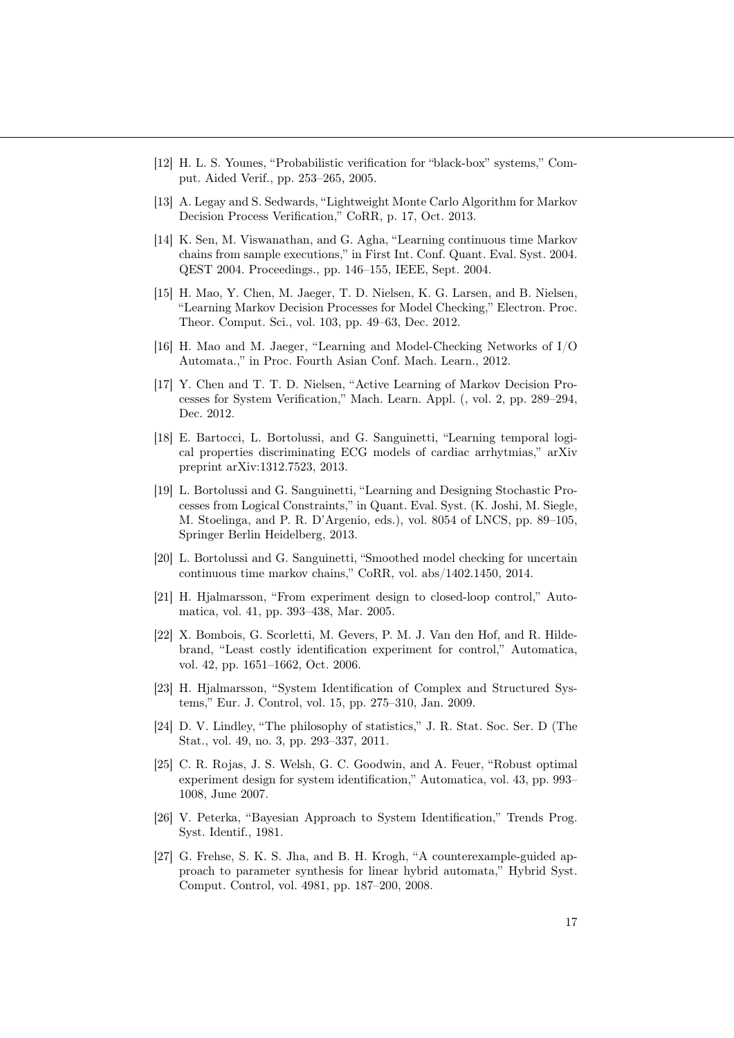[12] H. L. S. Younes, "Probabilistic verification for "black-box" systems," Comput. Aided Verif., pp. 253–265, 2005.

[13] A. Legay and S. Sedwards, "Lightweight Monte Carlo Algorithm for Markov Decision Process Verification," CoRR, p. 17, Oct. 2013.

[14] K. Sen, M. Viswanathan, and G. Agha, "Learning continuous time Markov chains from sample executions," in First Int. Conf. Quant. Eval. Syst. 2004. QEST 2004. Proceedings., pp. 146–155, IEEE, Sept. 2004.

[15] H. Mao, Y. Chen, M. Jaeger, T. D. Nielsen, K. G. Larsen, and B. Nielsen, "Learning Markov Decision Processes for Model Checking," Electron. Proc. Theor. Comput. Sci., vol. 103, pp. 49–63, Dec. 2012.

[16] H. Mao and M. Jaeger, "Learning and Model-Checking Networks of I/O Automata.," in Proc. Fourth Asian Conf. Mach. Learn., 2012.

[17] Y. Chen and T. T. D. Nielsen, "Active Learning of Markov Decision Processes for System Verification," Mach. Learn. Appl. (, vol. 2, pp. 289–294, Dec. 2012.

[18] E. Bartocci, L. Bortolussi, and G. Sanguinetti, "Learning temporal logical properties discriminating ECG models of cardiac arrhytmias," arXiv preprint arXiv:1312.7523, 2013.

[19] L. Bortolussi and G. Sanguinetti, "Learning and Designing Stochastic Processes from Logical Constraints," in Quant. Eval. Syst. (K. Joshi, M. Siegle, M. Stoelinga, and P. R. D'Argenio, eds.), vol. 8054 of LNCS, pp. 89–105, Springer Berlin Heidelberg, 2013.

[20] L. Bortolussi and G. Sanguinetti, "Smoothed model checking for uncertain continuous time markov chains," CoRR, vol. abs/1402.1450, 2014.

[21] H. Hjalmarsson, "From experiment design to closed-loop control," Automatica, vol. 41, pp. 393–438, Mar. 2005.

[22] X. Bombois, G. Scorletti, M. Gevers, P. M. J. Van den Hof, and R. Hildebrand, "Least costly identification experiment for control," Automatica, vol. 42, pp. 1651–1662, Oct. 2006.

[23] H. Hjalmarsson, "System Identification of Complex and Structured Systems," Eur. J. Control, vol. 15, pp. 275–310, Jan. 2009.

[24] D. V. Lindley, "The philosophy of statistics," J. R. Stat. Soc. Ser. D (The Stat., vol. 49, no. 3, pp. 293–337, 2011.

[25] C. R. Rojas, J. S. Welsh, G. C. Goodwin, and A. Feuer, "Robust optimal experiment design for system identification," Automatica, vol. 43, pp. 993–1008, June 2007.

[26] V. Peterka, "Bayesian Approach to System Identification," Trends Prog. Syst. Identif., 1981.

[27] G. Frehse, S. K. S. Jha, and B. H. Krogh, "A counterexample-guided approach to parameter synthesis for linear hybrid automata," Hybrid Syst. Comput. Control, vol. 4981, pp. 187–200, 2008.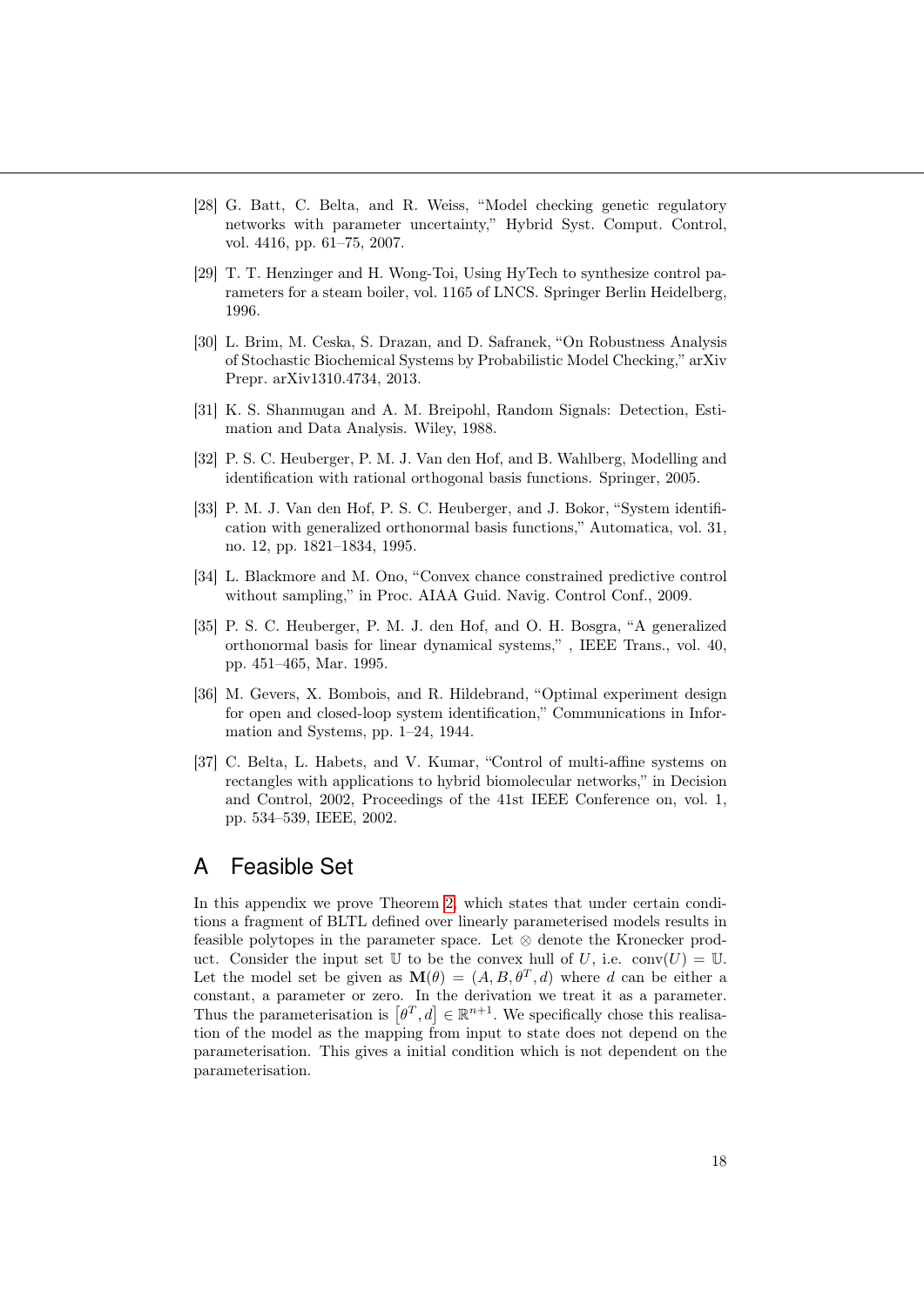[28] G. Batt, C. Belta, and R. Weiss, "Model checking genetic regulatory networks with parameter uncertainty," Hybrid Syst. Comput. Control, vol. 4416, pp. 61–75, 2007.

[29] T. T. Henzinger and H. Wong-Toi, Using HyTech to synthesize control parameters for a steam boiler, vol. 1165 of LNCS. Springer Berlin Heidelberg, 1996.

[30] L. Brim, M. Ceska, S. Drazan, and D. Safranek, "On Robustness Analysis of Stochastic Biochemical Systems by Probabilistic Model Checking," arXiv Prepr. arXiv1310.4734, 2013.

[31] K. S. Shanmugan and A. M. Breipohl, Random Signals: Detection, Estimation and Data Analysis. Wiley, 1988.

[32] P. S. C. Heuberger, P. M. J. Van den Hof, and B. Wahlberg, Modelling and identification with rational orthogonal basis functions. Springer, 2005.

[33] P. M. J. Van den Hof, P. S. C. Heuberger, and J. Bokor, "System identification with generalized orthonormal basis functions," Automatica, vol. 31, no. 12, pp. 1821–1834, 1995.

[34] L. Blackmore and M. Ono, "Convex chance constrained predictive control without sampling," in Proc. AIAA Guid. Navig. Control Conf., 2009.

[35] P. S. C. Heuberger, P. M. J. den Hof, and O. H. Bosgra, "A generalized orthonormal basis for linear dynamical systems," , IEEE Trans., vol. 40, pp. 451–465, Mar. 1995.

[36] M. Gevers, X. Bombois, and R. Hildebrand, "Optimal experiment design for open and closed-loop system identification," Communications in Information and Systems, pp. 1–24, 1944.

[37] C. Belta, L. Habets, and V. Kumar, "Control of multi-affine systems on rectangles with applications to hybrid biomolecular networks," in Decision and Control, 2002, Proceedings of the 41st IEEE Conference on, vol. 1, pp. 534–539, IEEE, 2002.

# A Feasible Set

In this appendix we prove Theorem 2, which states that under certain conditions a fragment of BLTL defined over linearly parameterised models results in feasible polytopes in the parameter space. Let $\otimes$ denote the Kronecker product. Consider the input set $\mathbb{U}$ to be the convex hull of $U$, i.e. $\text{conv}(U) = \mathbb{U}$. Let the model set be given as $\mathbf{M}(\theta) = (A, B, \theta^T, d)$ where $d$ can be either a constant, a parameter or zero. In the derivation we treat it as a parameter. Thus the parameterisation is $\left[\theta^T, d\right] \in \mathbb{R}^{n+1}$. We specifically chose this realisation of the model as the mapping from input to state does not depend on the parameterisation. This gives a initial condition which is not dependent on the parameterisation.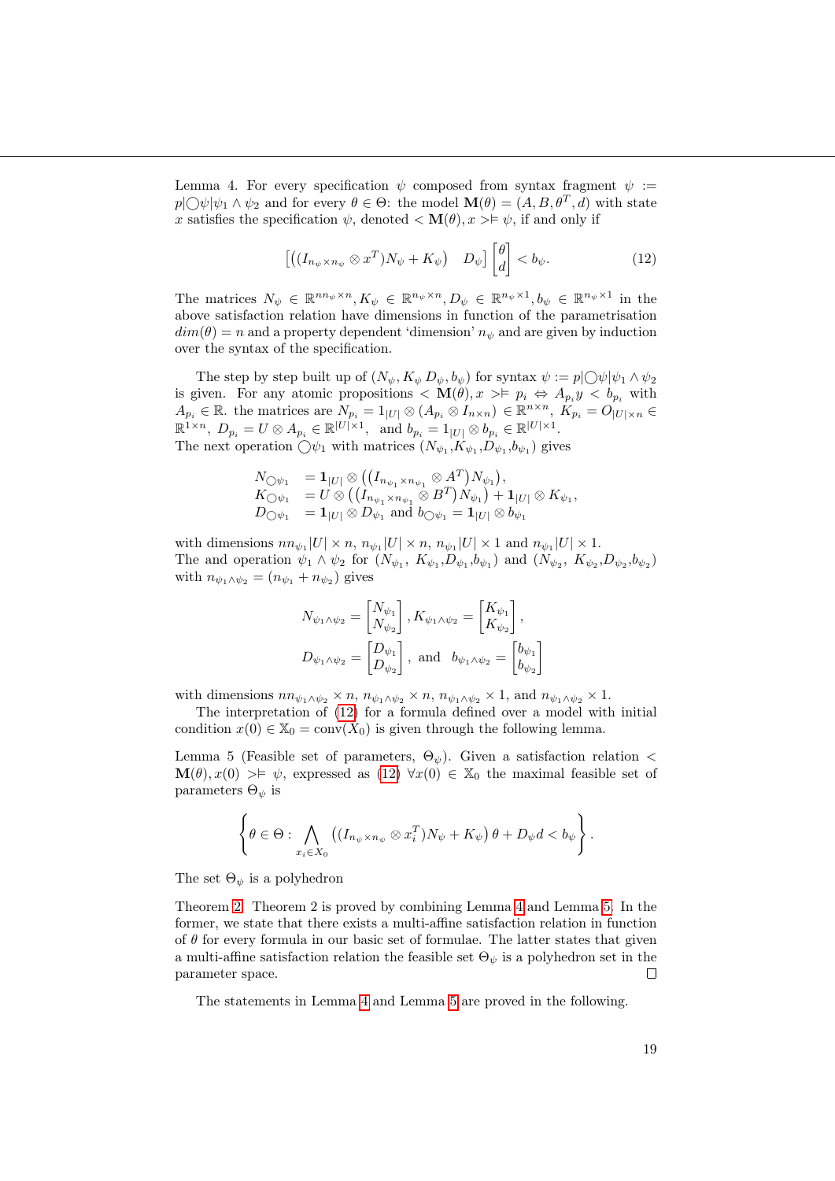Lemma 4. For every specification $\psi$ composed from syntax fragment $\psi := p|\bigcirc\psi|\psi_1 \wedge \psi_2$ and for every $\theta \in \Theta$: the model $\mathbf{M}(\theta) = (A, B, \theta^T, d)$ with state $x$ satisfies the specification $\psi$, denoted $< \mathbf{M}(\theta), x > \models \psi$, if and only if

$$\begin{bmatrix} \left((I_{n_\psi \times n_\psi} \otimes x^T)N_\psi + K_\psi\right) & D_\psi \end{bmatrix} \begin{bmatrix} \theta \\ d \end{bmatrix} < b_\psi. \tag{12}$$

The matrices $N_\psi \in \mathbb{R}^{nn_\psi \times n}, K_\psi \in \mathbb{R}^{n_\psi \times n}, D_\psi \in \mathbb{R}^{n_\psi \times 1}, b_\psi \in \mathbb{R}^{n_\psi \times 1}$ in the above satisfaction relation have dimensions in function of the parametrisation $dim(\theta) = n$ and a property dependent 'dimension' $n_\psi$ and are given by induction over the syntax of the specification.

The step by step built up of $(N_\psi, K_\psi\ D_\psi, b_\psi)$ for syntax $\psi := p|\bigcirc\psi|\psi_1 \wedge \psi_2$ is given. For any atomic propositions $< \mathbf{M}(\theta), x > \models p_i \Leftrightarrow A_{p_i} y < b_{p_i}$ with $A_{p_i} \in \mathbb{R}$. the matrices are $N_{p_i} = 1_{|U|} \otimes (A_{p_i} \otimes I_{n \times n}) \in \mathbb{R}^{n \times n}$, $K_{p_i} = O_{|U| \times n} \in \mathbb{R}^{1 \times n}$, $D_{p_i} = U \otimes A_{p_i} \in \mathbb{R}^{|U| \times 1}$, and $b_{p_i} = 1_{|U|} \otimes b_{p_i} \in \mathbb{R}^{|U| \times 1}$.
The next operation $\bigcirc\psi_1$ with matrices ($N_{\psi_1}$,$K_{\psi_1}$,$D_{\psi_1}$,$b_{\psi_1}$) gives

$$\begin{aligned}
N_{\bigcirc\psi_1} &= \mathbf{1}_{|U|} \otimes \left((I_{n_{\psi_1} \times n_{\psi_1}} \otimes A^T)N_{\psi_1}\right), \\
K_{\bigcirc\psi_1} &= U \otimes \left((I_{n_{\psi_1} \times n_{\psi_1}} \otimes B^T)N_{\psi_1}\right) + \mathbf{1}_{|U|} \otimes K_{\psi_1}, \\
D_{\bigcirc\psi_1} &= \mathbf{1}_{|U|} \otimes D_{\psi_1} \text{ and } b_{\bigcirc\psi_1} = \mathbf{1}_{|U|} \otimes b_{\psi_1}
\end{aligned}$$

with dimensions $nn_{\psi_1}|U| \times n$, $n_{\psi_1}|U| \times n$, $n_{\psi_1}|U| \times 1$ and $n_{\psi_1}|U| \times 1$.
The and operation $\psi_1 \wedge \psi_2$ for ($N_{\psi_1}$, $K_{\psi_1}$,$D_{\psi_1}$,$b_{\psi_1}$) and ($N_{\psi_2}$, $K_{\psi_2}$,$D_{\psi_2}$,$b_{\psi_2}$) with $n_{\psi_1 \wedge \psi_2} = (n_{\psi_1} + n_{\psi_2})$ gives

$$N_{\psi_1 \wedge \psi_2} = \begin{bmatrix} N_{\psi_1} \\ N_{\psi_2} \end{bmatrix}, K_{\psi_1 \wedge \psi_2} = \begin{bmatrix} K_{\psi_1} \\ K_{\psi_2} \end{bmatrix},$$

$$D_{\psi_1 \wedge \psi_2} = \begin{bmatrix} D_{\psi_1} \\ D_{\psi_2} \end{bmatrix}, \text{ and } \ b_{\psi_1 \wedge \psi_2} = \begin{bmatrix} b_{\psi_1} \\ b_{\psi_2} \end{bmatrix}$$

with dimensions $nn_{\psi_1 \wedge \psi_2} \times n$, $n_{\psi_1 \wedge \psi_2} \times n$, $n_{\psi_1 \wedge \psi_2} \times 1$, and $n_{\psi_1 \wedge \psi_2} \times 1$.

The interpretation of (12) for a formula defined over a model with initial condition $x(0) \in \mathbb{X}_0 = \text{conv}(X_0)$ is given through the following lemma.

Lemma 5 (Feasible set of parameters, $\Theta_\psi$). Given a satisfaction relation $< \mathbf{M}(\theta), x(0) > \models \psi$, expressed as (12) $\forall x(0) \in \mathbb{X}_0$ the maximal feasible set of parameters $\Theta_\psi$ is

$$\left\{ \theta \in \Theta : \bigwedge_{x_i \in X_0} \left((I_{n_\psi \times n_\psi} \otimes x_i^T)N_\psi + K_\psi\right)\theta + D_\psi d < b_\psi \right\}.$$

The set $\Theta_\psi$ is a polyhedron

Theorem 2. Theorem 2 is proved by combining Lemma 4 and Lemma 5. In the former, we state that there exists a multi-affine satisfaction relation in function of $\theta$ for every formula in our basic set of formulae. The latter states that given a multi-affine satisfaction relation the feasible set $\Theta_\psi$ is a polyhedron set in the parameter space. □

The statements in Lemma 4 and Lemma 5 are proved in the following.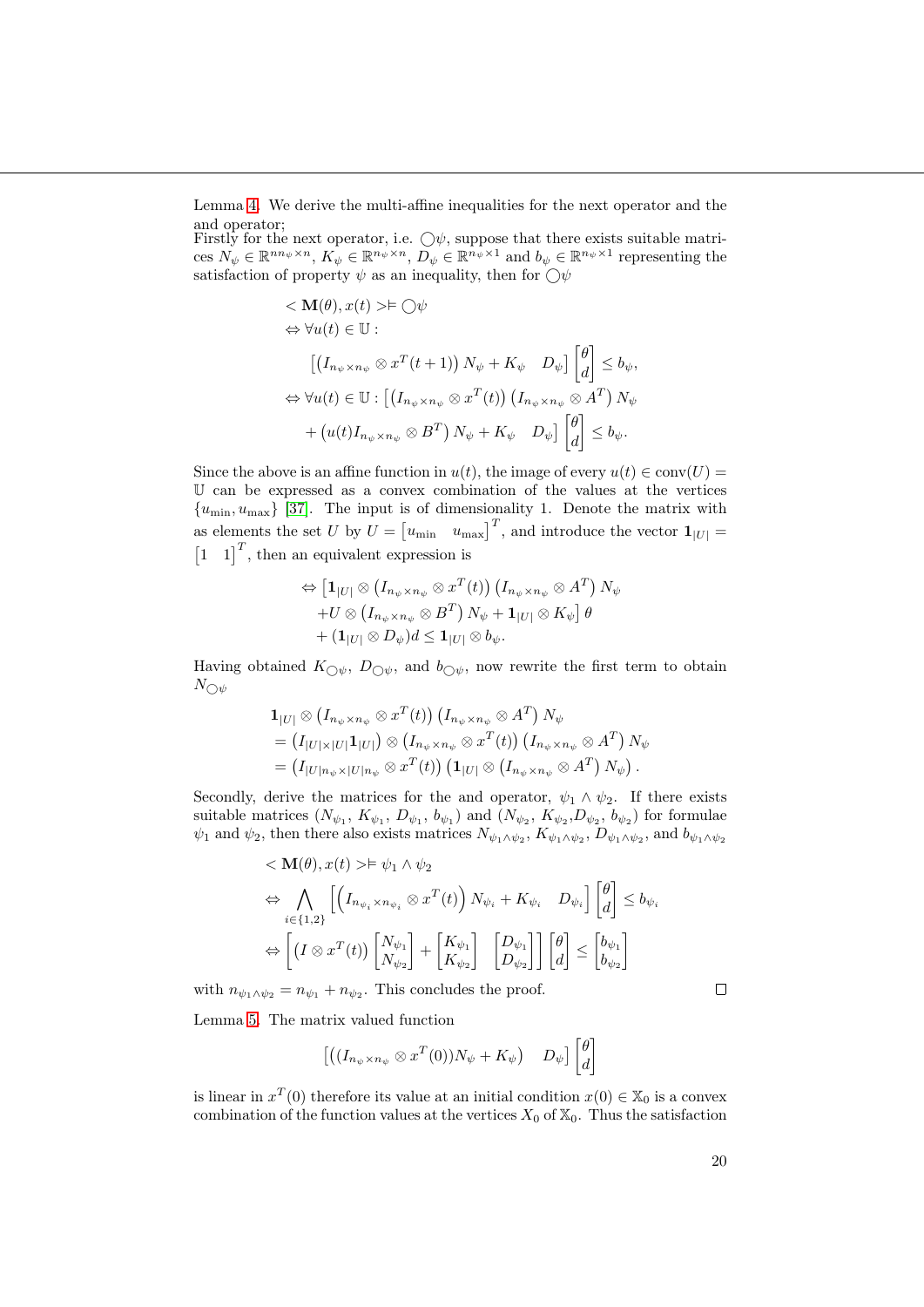Lemma 4. We derive the multi-affine inequalities for the next operator and the and operator;

Firstly for the next operator, i.e. $\bigcirc\psi$, suppose that there exists suitable matrices $N_\psi \in \mathbb{R}^{nn_\psi \times n}$, $K_\psi \in \mathbb{R}^{n_\psi \times n}$, $D_\psi \in \mathbb{R}^{n_\psi \times 1}$ and $b_\psi \in \mathbb{R}^{n_\psi \times 1}$ representing the satisfaction of property $\psi$ as an inequality, then for $\bigcirc\psi$

$$
\begin{aligned}
& < \mathbf{M}(\theta), x(t) > \vDash \bigcirc\psi \\
& \Leftrightarrow \forall u(t) \in \mathbb{U}: \\
& \quad \left[\left(I_{n_\psi \times n_\psi} \otimes x^T(t+1)\right) N_\psi + K_\psi \quad D_\psi\right] \begin{bmatrix}\theta \\ d\end{bmatrix} \leq b_\psi, \\
& \Leftrightarrow \forall u(t) \in \mathbb{U}: \left[\left(I_{n_\psi \times n_\psi} \otimes x^T(t)\right)\left(I_{n_\psi \times n_\psi} \otimes A^T\right) N_\psi \right. \\
& \quad \left. + \left(u(t) I_{n_\psi \times n_\psi} \otimes B^T\right) N_\psi + K_\psi \quad D_\psi\right] \begin{bmatrix}\theta \\ d\end{bmatrix} \leq b_\psi.
\end{aligned}
$$

Since the above is an affine function in $u(t)$, the image of every $u(t) \in \mathrm{conv}(U) = \mathbb{U}$ can be expressed as a convex combination of the values at the vertices $\{u_{\min}, u_{\max}\}$ [37]. The input is of dimensionality 1. Denote the matrix with as elements the set $U$ by $U = \begin{bmatrix}u_{\min} & u_{\max}\end{bmatrix}^T$, and introduce the vector $\mathbf{1}_{|U|} = \begin{bmatrix}1 & 1\end{bmatrix}^T$, then an equivalent expression is

$$
\begin{aligned}
\Leftrightarrow & \left[\mathbf{1}_{|U|} \otimes \left(I_{n_\psi \times n_\psi} \otimes x^T(t)\right)\left(I_{n_\psi \times n_\psi} \otimes A^T\right) N_\psi \right. \\
& \left. + U \otimes \left(I_{n_\psi \times n_\psi} \otimes B^T\right) N_\psi + \mathbf{1}_{|U|} \otimes K_\psi\right] \theta \\
& + (\mathbf{1}_{|U|} \otimes D_\psi) d \leq \mathbf{1}_{|U|} \otimes b_\psi.
\end{aligned}
$$

Having obtained $K_{\bigcirc\psi}$, $D_{\bigcirc\psi}$, and $b_{\bigcirc\psi}$, now rewrite the first term to obtain $N_{\bigcirc\psi}$

$$
\begin{aligned}
& \mathbf{1}_{|U|} \otimes \left(I_{n_\psi \times n_\psi} \otimes x^T(t)\right)\left(I_{n_\psi \times n_\psi} \otimes A^T\right) N_\psi \\
& = \left(I_{|U| \times |U|} \mathbf{1}_{|U|}\right) \otimes \left(I_{n_\psi \times n_\psi} \otimes x^T(t)\right)\left(I_{n_\psi \times n_\psi} \otimes A^T\right) N_\psi \\
& = \left(I_{|U| n_\psi \times |U| n_\psi} \otimes x^T(t)\right)\left(\mathbf{1}_{|U|} \otimes \left(I_{n_\psi \times n_\psi} \otimes A^T\right) N_\psi\right).
\end{aligned}
$$

Secondly, derive the matrices for the and operator, $\psi_1 \wedge \psi_2$. If there exists suitable matrices $(N_{\psi_1}, K_{\psi_1}, D_{\psi_1}, b_{\psi_1})$ and $(N_{\psi_2}, K_{\psi_2}, D_{\psi_2}, b_{\psi_2})$ for formulae $\psi_1$ and $\psi_2$, then there also exists matrices $N_{\psi_1 \wedge \psi_2}$, $K_{\psi_1 \wedge \psi_2}$, $D_{\psi_1 \wedge \psi_2}$, and $b_{\psi_1 \wedge \psi_2}$

$$
\begin{aligned}
& < \mathbf{M}(\theta), x(t) > \vDash \psi_1 \wedge \psi_2 \\
& \Leftrightarrow \bigwedge_{i \in \{1,2\}} \left[\left(I_{n_{\psi_i} \times n_{\psi_i}} \otimes x^T(t)\right) N_{\psi_i} + K_{\psi_i} \quad D_{\psi_i}\right] \begin{bmatrix}\theta \\ d\end{bmatrix} \leq b_{\psi_i} \\
& \Leftrightarrow \left[\left(I \otimes x^T(t)\right) \begin{bmatrix}N_{\psi_1} \\ N_{\psi_2}\end{bmatrix} + \begin{bmatrix}K_{\psi_1} \\ K_{\psi_2}\end{bmatrix} \quad \begin{bmatrix}D_{\psi_1} \\ D_{\psi_2}\end{bmatrix}\right] \begin{bmatrix}\theta \\ d\end{bmatrix} \leq \begin{bmatrix}b_{\psi_1} \\ b_{\psi_2}\end{bmatrix}
\end{aligned}
$$

with $n_{\psi_1 \wedge \psi_2} = n_{\psi_1} + n_{\psi_2}$. This concludes the proof. □

Lemma 5. The matrix valued function

$$
\left[\left((I_{n_\psi \times n_\psi} \otimes x^T(0)) N_\psi + K_\psi\right) \quad D_\psi\right] \begin{bmatrix}\theta \\ d\end{bmatrix}
$$

is linear in $x^T(0)$ therefore its value at an initial condition $x(0) \in \mathbb{X}_0$ is a convex combination of the function values at the vertices $X_0$ of $\mathbb{X}_0$. Thus the satisfaction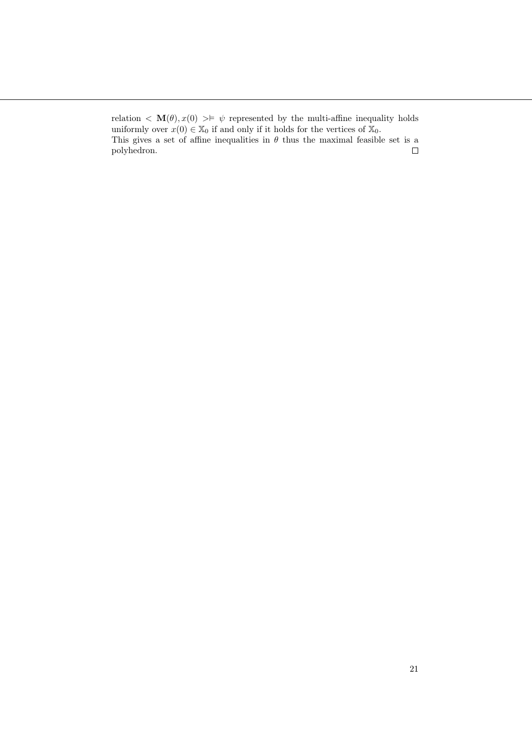relation $< \mathbf{M}(\theta), x(0) > \models \psi$ represented by the multi-affine inequality holds uniformly over $x(0) \in \mathbb{X}_0$ if and only if it holds for the vertices of $\mathbb{X}_0$.
This gives a set of affine inequalities in $\theta$ thus the maximal feasible set is a polyhedron. $\square$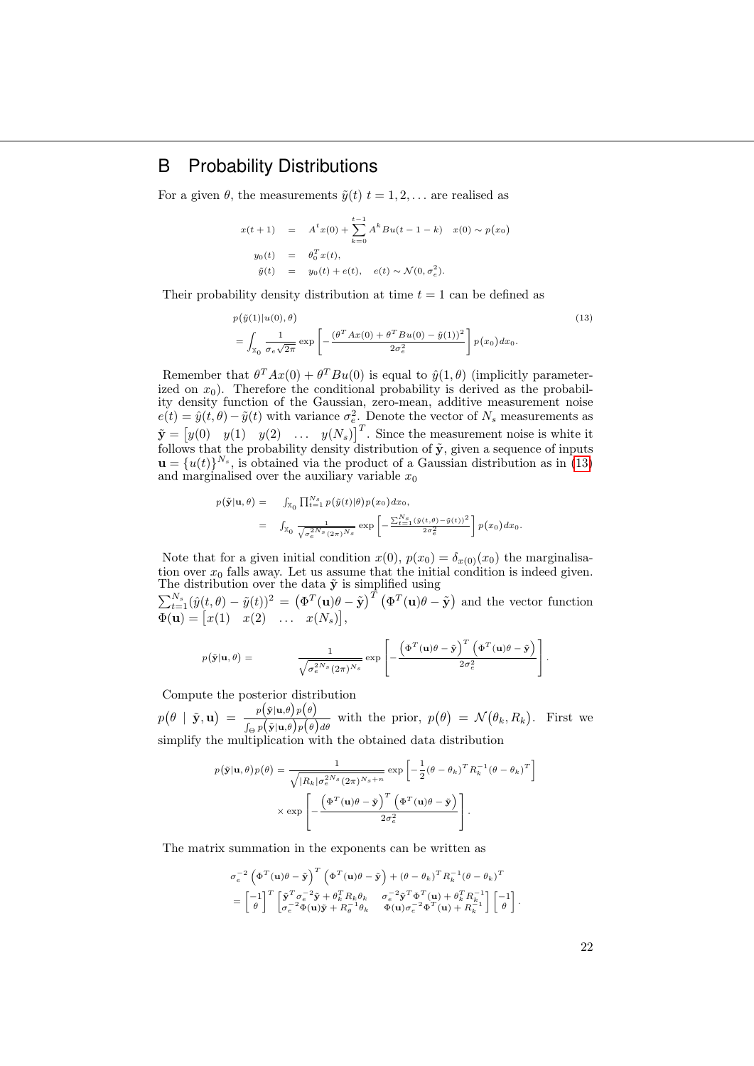# B Probability Distributions

For a given $\theta$, the measurements $\tilde{y}(t)$ $t = 1, 2, \ldots$ are realised as

$$
\begin{aligned}
x(t+1) &= A^t x(0) + \sum_{k=0}^{t-1} A^k Bu(t-1-k) \quad x(0) \sim p(x_0) \\
y_0(t) &= \theta_0^T x(t), \\
\tilde{y}(t) &= y_0(t) + e(t), \quad e(t) \sim \mathcal{N}(0, \sigma_e^2).
\end{aligned}
$$

Their probability density distribution at time $t = 1$ can be defined as

$$
\begin{aligned}
&p(\tilde{y}(1)|u(0), \theta) \\
&= \int_{\mathbb{X}_0} \frac{1}{\sigma_e \sqrt{2\pi}} \exp\left[ -\frac{(\theta^T Ax(0) + \theta^T Bu(0) - \tilde{y}(1))^2}{2\sigma_e^2} \right] p(x_0) dx_0.
\end{aligned} \tag{13}
$$

Remember that $\theta^T Ax(0) + \theta^T Bu(0)$ is equal to $\hat{y}(1, \theta)$ (implicitly parameterized on $x_0$). Therefore the conditional probability is derived as the probability density function of the Gaussian, zero-mean, additive measurement noise $e(t) = \hat{y}(t, \theta) - \tilde{y}(t)$ with variance $\sigma_e^2$. Denote the vector of $N_s$ measurements as $\tilde{\mathbf{y}} = \begin{bmatrix} y(0) & y(1) & y(2) & \ldots & y(N_s) \end{bmatrix}^T$. Since the measurement noise is white it follows that the probability density distribution of $\tilde{\mathbf{y}}$, given a sequence of inputs $\mathbf{u} = \{u(t)\}^{N_s}$, is obtained via the product of a Gaussian distribution as in (13) and marginalised over the auxiliary variable $x_0$

$$
\begin{aligned}
p(\tilde{\mathbf{y}}|\mathbf{u}, \theta) &= \int_{\mathbb{X}_0} \prod_{t=1}^{N_s} p(\tilde{y}(t)|\theta) p(x_0) dx_0, \\
&= \int_{\mathbb{X}_0} \frac{1}{\sqrt{\sigma_e^{2N_s} (2\pi)^{N_s}}} \exp\left[ -\frac{\sum_{t=1}^{N_s} (\hat{y}(t, \theta) - \tilde{y}(t))^2}{2\sigma_e^2} \right] p(x_0) dx_0.
\end{aligned}
$$

Note that for a given initial condition $x(0)$, $p(x_0) = \delta_{x(0)}(x_0)$ the marginalisation over $x_0$ falls away. Let us assume that the initial condition is indeed given. The distribution over the data $\tilde{\mathbf{y}}$ is simplified using $\sum_{t=1}^{N_s} (\hat{y}(t, \theta) - \tilde{y}(t))^2 = \left(\Phi^T(\mathbf{u})\theta - \tilde{\mathbf{y}}\right)^T \left(\Phi^T(\mathbf{u})\theta - \tilde{\mathbf{y}}\right)$ and the vector function $\Phi(\mathbf{u}) = \begin{bmatrix} x(1) & x(2) & \ldots & x(N_s) \end{bmatrix}$,

$$
p(\tilde{\mathbf{y}}|\mathbf{u}, \theta) = \frac{1}{\sqrt{\sigma_e^{2N_s} (2\pi)^{N_s}}} \exp\left[ -\frac{\left(\Phi^T(\mathbf{u})\theta - \tilde{\mathbf{y}}\right)^T \left(\Phi^T(\mathbf{u})\theta - \tilde{\mathbf{y}}\right)}{2\sigma_e^2} \right].
$$

Compute the posterior distribution $p(\theta \mid \tilde{\mathbf{y}}, \mathbf{u}) = \frac{p(\tilde{\mathbf{y}}|\mathbf{u}, \theta) p(\theta)}{\int_\Theta p(\tilde{\mathbf{y}}|\mathbf{u}, \theta) p(\theta) d\theta}$ with the prior, $p(\theta) = \mathcal{N}(\theta_k, R_k)$. First we simplify the multiplication with the obtained data distribution

$$
\begin{aligned}
p(\tilde{\mathbf{y}}|\mathbf{u}, \theta) p(\theta) = &\frac{1}{\sqrt{|R_k| \sigma_e^{2N_s} (2\pi)^{N_s + n}}} \exp\left[ -\frac{1}{2} (\theta - \theta_k)^T R_k^{-1} (\theta - \theta_k)^T \right] \\
&\times \exp\left[ -\frac{\left(\Phi^T(\mathbf{u})\theta - \tilde{\mathbf{y}}\right)^T \left(\Phi^T(\mathbf{u})\theta - \tilde{\mathbf{y}}\right)}{2\sigma_e^2} \right].
\end{aligned}
$$

The matrix summation in the exponents can be written as

$$
\begin{aligned}
&\sigma_e^{-2} \left(\Phi^T(\mathbf{u})\theta - \tilde{\mathbf{y}}\right)^T \left(\Phi^T(\mathbf{u})\theta - \tilde{\mathbf{y}}\right) + (\theta - \theta_k)^T R_k^{-1} (\theta - \theta_k)^T \\
&= \begin{bmatrix} -1 \\ \theta \end{bmatrix}^T \begin{bmatrix} \tilde{\mathbf{y}}^T \sigma_e^{-2} \tilde{\mathbf{y}} + \theta_k^T R_k \theta_k & \sigma_e^{-2} \tilde{\mathbf{y}}^T \Phi^T(\mathbf{u}) + \theta_k^T R_k^{-1} \\ \sigma_e^{-2} \Phi(\mathbf{u}) \tilde{\mathbf{y}} + R_\theta^{-1} \theta_k & \Phi(\mathbf{u}) \sigma_e^{-2} \Phi^T(\mathbf{u}) + R_k^{-1} \end{bmatrix} \begin{bmatrix} -1 \\ \theta \end{bmatrix}.
\end{aligned}
$$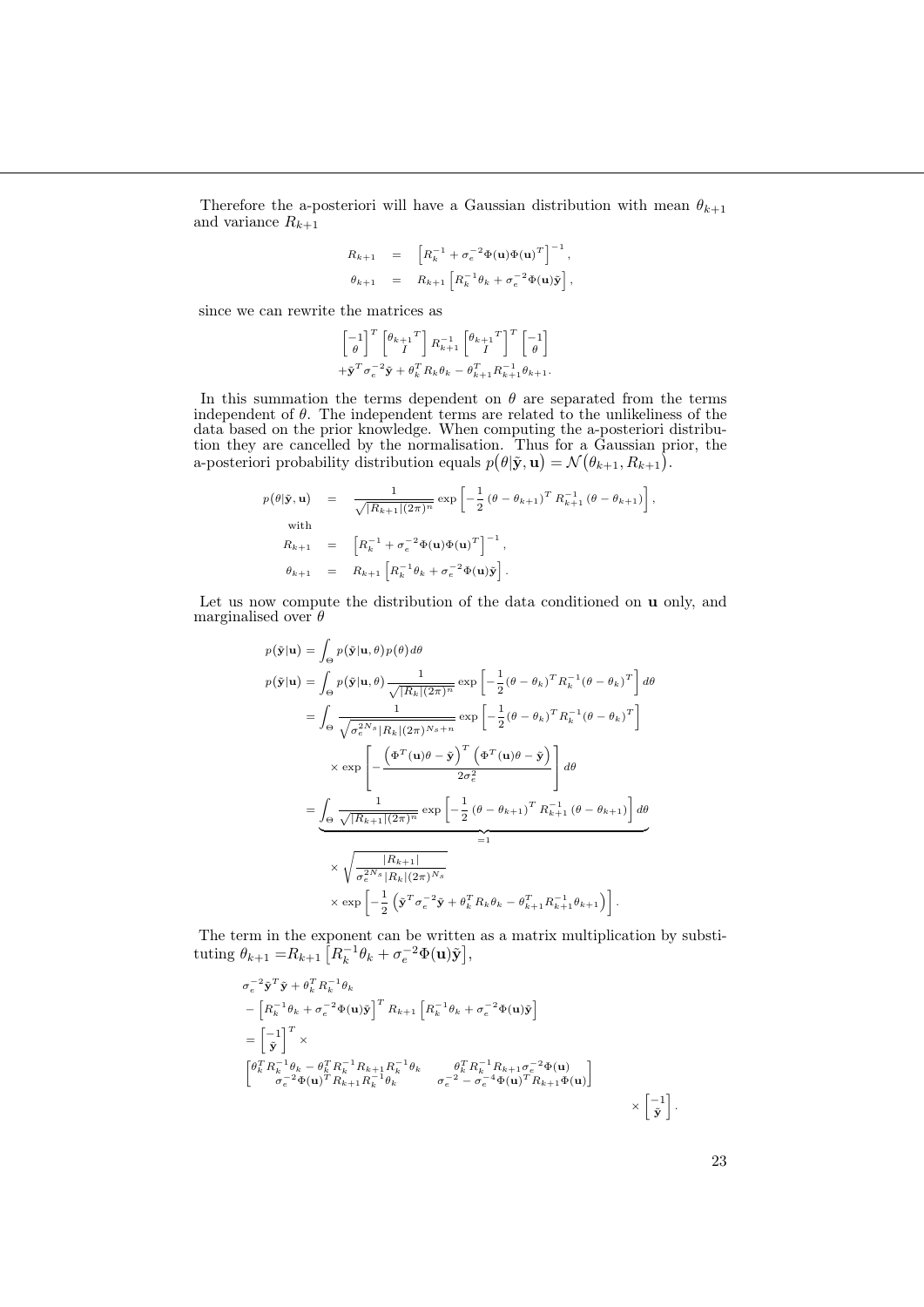Therefore the a-posteriori will have a Gaussian distribution with mean $\theta_{k+1}$ and variance $R_{k+1}$

$$
\begin{aligned}
R_{k+1} &= \left[R_k^{-1} + \sigma_e^{-2}\Phi(\mathbf{u})\Phi(\mathbf{u})^T\right]^{-1}, \\
\theta_{k+1} &= R_{k+1}\left[R_k^{-1}\theta_k + \sigma_e^{-2}\Phi(\mathbf{u})\tilde{\mathbf{y}}\right],
\end{aligned}
$$

since we can rewrite the matrices as

$$
\begin{bmatrix}-1\\ \theta\end{bmatrix}^T \begin{bmatrix}\theta_{k+1}{}^T\\ I\end{bmatrix} R_{k+1}^{-1} \begin{bmatrix}\theta_{k+1}{}^T\\ I\end{bmatrix}^T \begin{bmatrix}-1\\ \theta\end{bmatrix}
$$
$$
+\tilde{\mathbf{y}}^T\sigma_e^{-2}\tilde{\mathbf{y}} + \theta_k^T R_k \theta_k - \theta_{k+1}^T R_{k+1}^{-1}\theta_{k+1}.
$$

In this summation the terms dependent on $\theta$ are separated from the terms independent of $\theta$. The independent terms are related to the unlikeliness of the data based on the prior knowledge. When computing the a-posteriori distribution they are cancelled by the normalisation. Thus for a Gaussian prior, the a-posteriori probability distribution equals $p(\theta|\tilde{\mathbf{y}},\mathbf{u}) = \mathcal{N}(\theta_{k+1}, R_{k+1})$.

$$
\begin{aligned}
p(\theta|\tilde{\mathbf{y}},\mathbf{u}) &= \frac{1}{\sqrt{|R_{k+1}|(2\pi)^n}}\exp\left[-\frac{1}{2}\left(\theta-\theta_{k+1}\right)^T R_{k+1}^{-1}\left(\theta-\theta_{k+1}\right)\right], \\
&\text{with} \\
R_{k+1} &= \left[R_k^{-1} + \sigma_e^{-2}\Phi(\mathbf{u})\Phi(\mathbf{u})^T\right]^{-1}, \\
\theta_{k+1} &= R_{k+1}\left[R_k^{-1}\theta_k + \sigma_e^{-2}\Phi(\mathbf{u})\tilde{\mathbf{y}}\right].
\end{aligned}
$$

Let us now compute the distribution of the data conditioned on $\mathbf{u}$ only, and marginalised over $\theta$

$$
\begin{aligned}
p(\tilde{\mathbf{y}}|\mathbf{u}) &= \int_\Theta p(\tilde{\mathbf{y}}|\mathbf{u},\theta)p(\theta)\,d\theta \\
p(\tilde{\mathbf{y}}|\mathbf{u}) &= \int_\Theta p(\tilde{\mathbf{y}}|\mathbf{u},\theta)\frac{1}{\sqrt{|R_k|(2\pi)^n}}\exp\left[-\frac{1}{2}(\theta-\theta_k)^T R_k^{-1}(\theta-\theta_k)^T\right]d\theta \\
&= \int_\Theta \frac{1}{\sqrt{\sigma_e^{2N_s}|R_k|(2\pi)^{N_s+n}}}\exp\left[-\frac{1}{2}(\theta-\theta_k)^T R_k^{-1}(\theta-\theta_k)^T\right] \\
&\qquad\times\exp\left[-\frac{\left(\Phi^T(\mathbf{u})\theta-\tilde{\mathbf{y}}\right)^T\left(\Phi^T(\mathbf{u})\theta-\tilde{\mathbf{y}}\right)}{2\sigma_e^2}\right]d\theta \\
&= \underbrace{\int_\Theta \frac{1}{\sqrt{|R_{k+1}|(2\pi)^n}}\exp\left[-\frac{1}{2}\left(\theta-\theta_{k+1}\right)^T R_{k+1}^{-1}\left(\theta-\theta_{k+1}\right)\right]d\theta}_{=1} \\
&\qquad\times\sqrt{\frac{|R_{k+1}|}{\sigma_e^{2N_s}|R_k|(2\pi)^{N_s}}} \\
&\qquad\times\exp\left[-\frac{1}{2}\left(\tilde{\mathbf{y}}^T\sigma_e^{-2}\tilde{\mathbf{y}} + \theta_k^T R_k\theta_k - \theta_{k+1}^T R_{k+1}^{-1}\theta_{k+1}\right)\right].
\end{aligned}
$$

The term in the exponent can be written as a matrix multiplication by substituting $\theta_{k+1} = R_{k+1}\left[R_k^{-1}\theta_k + \sigma_e^{-2}\Phi(\mathbf{u})\tilde{\mathbf{y}}\right]$,

$$
\begin{aligned}
&\sigma_e^{-2}\tilde{\mathbf{y}}^T\tilde{\mathbf{y}} + \theta_k^T R_k^{-1}\theta_k \\
&-\left[R_k^{-1}\theta_k + \sigma_e^{-2}\Phi(\mathbf{u})\tilde{\mathbf{y}}\right]^T R_{k+1}\left[R_k^{-1}\theta_k + \sigma_e^{-2}\Phi(\mathbf{u})\tilde{\mathbf{y}}\right] \\
&= \begin{bmatrix}-1\\ \tilde{\mathbf{y}}\end{bmatrix}^T \times \\
&\begin{bmatrix}\theta_k^T R_k^{-1}\theta_k - \theta_k^T R_k^{-1}R_{k+1}R_k^{-1}\theta_k & \theta_k^T R_k^{-1}R_{k+1}\sigma_e^{-2}\Phi(\mathbf{u}) \\ \sigma_e^{-2}\Phi(\mathbf{u})^T R_{k+1}R_k^{-1}\theta_k & \sigma_e^{-2} - \sigma_e^{-4}\Phi(\mathbf{u})^T R_{k+1}\Phi(\mathbf{u})\end{bmatrix} \\
&\qquad\qquad\qquad\qquad\qquad\qquad\qquad\qquad\times\begin{bmatrix}-1\\ \tilde{\mathbf{y}}\end{bmatrix}.
\end{aligned}
$$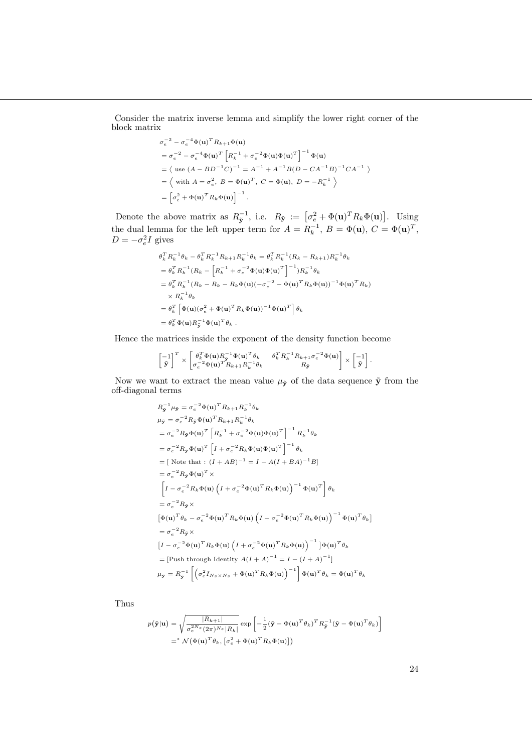Consider the matrix inverse lemma and simplify the lower right corner of the block matrix

$$
\begin{aligned}
&\sigma_e^{-2} - \sigma_e^{-4}\Phi(\mathbf{u})^T R_{k+1}\Phi(\mathbf{u}) \\
&= \sigma_e^{-2} - \sigma_e^{-4}\Phi(\mathbf{u})^T \left[R_k^{-1} + \sigma_e^{-2}\Phi(\mathbf{u})\Phi(\mathbf{u})^T\right]^{-1}\Phi(\mathbf{u}) \\
&= \langle \text{ use } (A - BD^{-1}C)^{-1} = A^{-1} + A^{-1}B(D - CA^{-1}B)^{-1}CA^{-1} \ \rangle \\
&= \left\langle \text{ with } A = \sigma_e^2,\ B = \Phi(\mathbf{u})^T,\ C = \Phi(\mathbf{u}),\ D = -R_k^{-1} \right\rangle \\
&= \left[\sigma_e^2 + \Phi(\mathbf{u})^T R_k \Phi(\mathbf{u})\right]^{-1}.
\end{aligned}
$$

Denote the above matrix as $R_{\tilde{\mathbf{y}}}^{-1}$, i.e. $R_{\tilde{\mathbf{y}}} := \left[\sigma_e^2 + \Phi(\mathbf{u})^T R_k \Phi(\mathbf{u})\right]$. Using the dual lemma for the left upper term for $A = R_k^{-1}$, $B = \Phi(\mathbf{u})$, $C = \Phi(\mathbf{u})^T$, $D = -\sigma_e^2 I$ gives

$$
\begin{aligned}
&\theta_k^T R_k^{-1}\theta_k - \theta_k^T R_k^{-1} R_{k+1} R_k^{-1}\theta_k = \theta_k^T R_k^{-1}(R_k - R_{k+1})R_k^{-1}\theta_k \\
&= \theta_k^T R_k^{-1}(R_k - \left[R_k^{-1} + \sigma_e^{-2}\Phi(\mathbf{u})\Phi(\mathbf{u})^T\right]^{-1})R_k^{-1}\theta_k \\
&= \theta_k^T R_k^{-1}(R_k - R_k - R_k\Phi(\mathbf{u})(-\sigma_e^{-2} - \Phi(\mathbf{u})^T R_k \Phi(\mathbf{u}))^{-1}\Phi(\mathbf{u})^T R_k) \\
&\quad \times R_k^{-1}\theta_k \\
&= \theta_k^T \left[\Phi(\mathbf{u})(\sigma_e^2 + \Phi(\mathbf{u})^T R_k \Phi(\mathbf{u}))^{-1}\Phi(\mathbf{u})^T\right]\theta_k \\
&= \theta_k^T \Phi(\mathbf{u}) R_{\tilde{\mathbf{y}}}^{-1}\Phi(\mathbf{u})^T\theta_k \ .
\end{aligned}
$$

Hence the matrices inside the exponent of the density function become

$$
\begin{bmatrix} -1 \\ \tilde{\mathbf{y}} \end{bmatrix}^T \times \begin{bmatrix} \theta_k^T\Phi(\mathbf{u})R_{\tilde{\mathbf{y}}}^{-1}\Phi(\mathbf{u})^T\theta_k & \theta_k^T R_k^{-1} R_{k+1}\sigma_e^{-2}\Phi(\mathbf{u}) \\ \sigma_e^{-2}\Phi(\mathbf{u})^T R_{k+1} R_k^{-1}\theta_k & R_{\tilde{\mathbf{y}}} \end{bmatrix} \times \begin{bmatrix} -1 \\ \tilde{\mathbf{y}} \end{bmatrix}.
$$

Now we want to extract the mean value $\mu_{\tilde{\mathbf{y}}}$ of the data sequence $\tilde{\mathbf{y}}$ from the off-diagonal terms

$$
\begin{aligned}
&R_{\tilde{\mathbf{y}}}^{-1}\mu_{\tilde{\mathbf{y}}} = \sigma_e^{-2}\Phi(\mathbf{u})^T R_{k+1} R_k^{-1}\theta_k \\
&\mu_{\tilde{\mathbf{y}}} = \sigma_e^{-2} R_{\tilde{\mathbf{y}}}\Phi(\mathbf{u})^T R_{k+1} R_k^{-1}\theta_k \\
&= \sigma_e^{-2} R_{\tilde{\mathbf{y}}}\Phi(\mathbf{u})^T \left[R_k^{-1} + \sigma_e^{-2}\Phi(\mathbf{u})\Phi(\mathbf{u})^T\right]^{-1} R_k^{-1}\theta_k \\
&= \sigma_e^{-2} R_{\tilde{\mathbf{y}}}\Phi(\mathbf{u})^T \left[I + \sigma_e^{-2} R_k\Phi(\mathbf{u})\Phi(\mathbf{u})^T\right]^{-1}\theta_k \\
&= [\text{ Note that : } (I + AB)^{-1} = I - A(I + BA)^{-1}B] \\
&= \sigma_e^{-2} R_{\tilde{\mathbf{y}}}\Phi(\mathbf{u})^T \times \\
&\quad \left[I - \sigma_e^{-2} R_k\Phi(\mathbf{u})\left(I + \sigma_e^{-2}\Phi(\mathbf{u})^T R_k\Phi(\mathbf{u})\right)^{-1}\Phi(\mathbf{u})^T\right]\theta_k \\
&= \sigma_e^{-2} R_{\tilde{\mathbf{y}}} \times \\
&\quad [\Phi(\mathbf{u})^T\theta_k - \sigma_e^{-2}\Phi(\mathbf{u})^T R_k\Phi(\mathbf{u})\left(I + \sigma_e^{-2}\Phi(\mathbf{u})^T R_k\Phi(\mathbf{u})\right)^{-1}\Phi(\mathbf{u})^T\theta_k] \\
&= \sigma_e^{-2} R_{\tilde{\mathbf{y}}} \times \\
&\quad [I - \sigma_e^{-2}\Phi(\mathbf{u})^T R_k\Phi(\mathbf{u})\left(I + \sigma_e^{-2}\Phi(\mathbf{u})^T R_k\Phi(\mathbf{u})\right)^{-1}]\Phi(\mathbf{u})^T\theta_k \\
&= [\text{Push through Identity } A(I + A)^{-1} = I - (I + A)^{-1}] \\
&\mu_{\tilde{\mathbf{y}}} = R_{\tilde{\mathbf{y}}}^{-1}\left[\left(\sigma_e^2 I_{N_s \times N_s} + \Phi(\mathbf{u})^T R_k\Phi(\mathbf{u})\right)^{-1}\right]\Phi(\mathbf{u})^T\theta_k = \Phi(\mathbf{u})^T\theta_k
\end{aligned}
$$

Thus

$$
\begin{aligned}
p(\tilde{\mathbf{y}}|\mathbf{u}) &= \sqrt{\frac{|R_{k+1}|}{\sigma_e^{2N_s}(2\pi)^{N_s}|R_k|}}\exp\left[-\frac{1}{2}(\tilde{\mathbf{y}} - \Phi(\mathbf{u})^T\theta_k)^T R_{\tilde{\mathbf{y}}}^{-1}(\tilde{\mathbf{y}} - \Phi(\mathbf{u})^T\theta_k)\right] \\
&=^* \mathcal{N}(\Phi(\mathbf{u})^T\theta_k, [\sigma_e^2 + \Phi(\mathbf{u})^T R_k\Phi(\mathbf{u})])
\end{aligned}
$$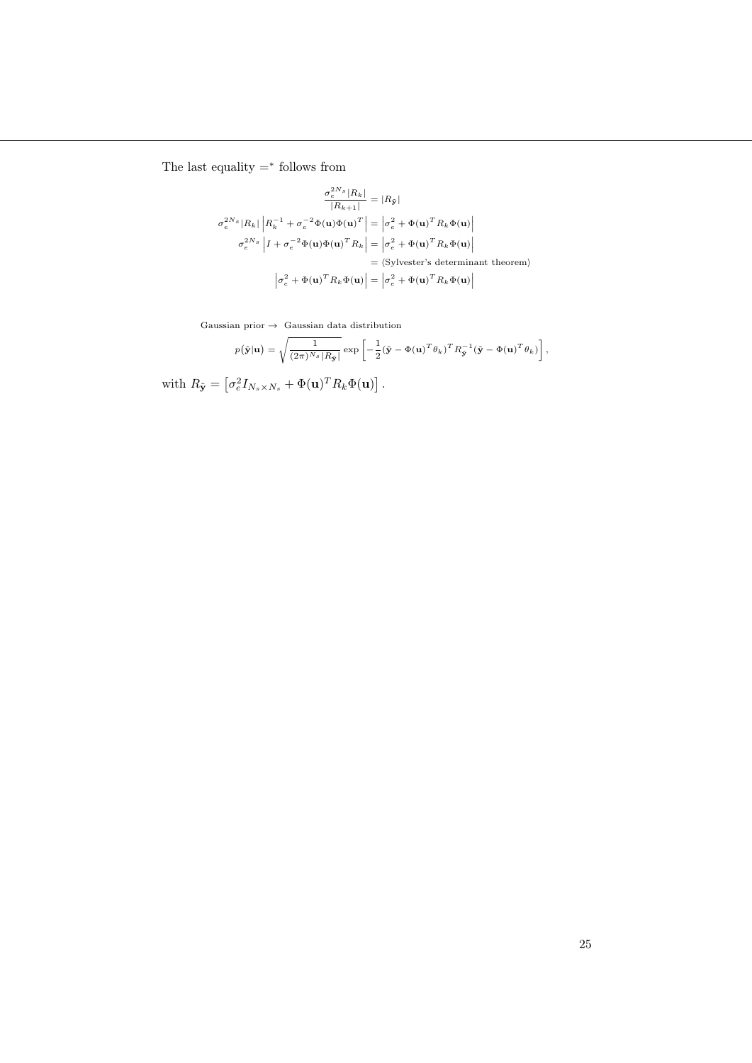The last equality $=^*$ follows from

$$
\begin{aligned}
\frac{\sigma_e^{2N_s}|R_k|}{|R_{k+1}|} &= |R_{\tilde{\mathbf{y}}}| \\
\sigma_e^{2N_s}|R_k|\left|R_k^{-1} + \sigma_e^{-2}\Phi(\mathbf{u})\Phi(\mathbf{u})^T\right| &= \left|\sigma_e^2 + \Phi(\mathbf{u})^T R_k \Phi(\mathbf{u})\right| \\
\sigma_e^{2N_s}\left|I + \sigma_e^{-2}\Phi(\mathbf{u})\Phi(\mathbf{u})^T R_k\right| &= \left|\sigma_e^2 + \Phi(\mathbf{u})^T R_k \Phi(\mathbf{u})\right| \\
&= \langle\text{Sylvester's determinant theorem}\rangle \\
\left|\sigma_e^2 + \Phi(\mathbf{u})^T R_k \Phi(\mathbf{u})\right| &= \left|\sigma_e^2 + \Phi(\mathbf{u})^T R_k \Phi(\mathbf{u})\right|
\end{aligned}
$$

Gaussian prior $\rightarrow$ Gaussian data distribution

$$
p(\tilde{\mathbf{y}}|\mathbf{u}) = \sqrt{\frac{1}{(2\pi)^{N_s}|R_{\tilde{\mathbf{y}}}|}} \exp\left[-\frac{1}{2}(\tilde{\mathbf{y}} - \Phi(\mathbf{u})^T\theta_k)^T R_{\tilde{\mathbf{y}}}^{-1}(\tilde{\mathbf{y}} - \Phi(\mathbf{u})^T\theta_k)\right],
$$

with $R_{\tilde{\mathbf{y}}} = \left[\sigma_e^2 I_{N_s \times N_s} + \Phi(\mathbf{u})^T R_k \Phi(\mathbf{u})\right]$.